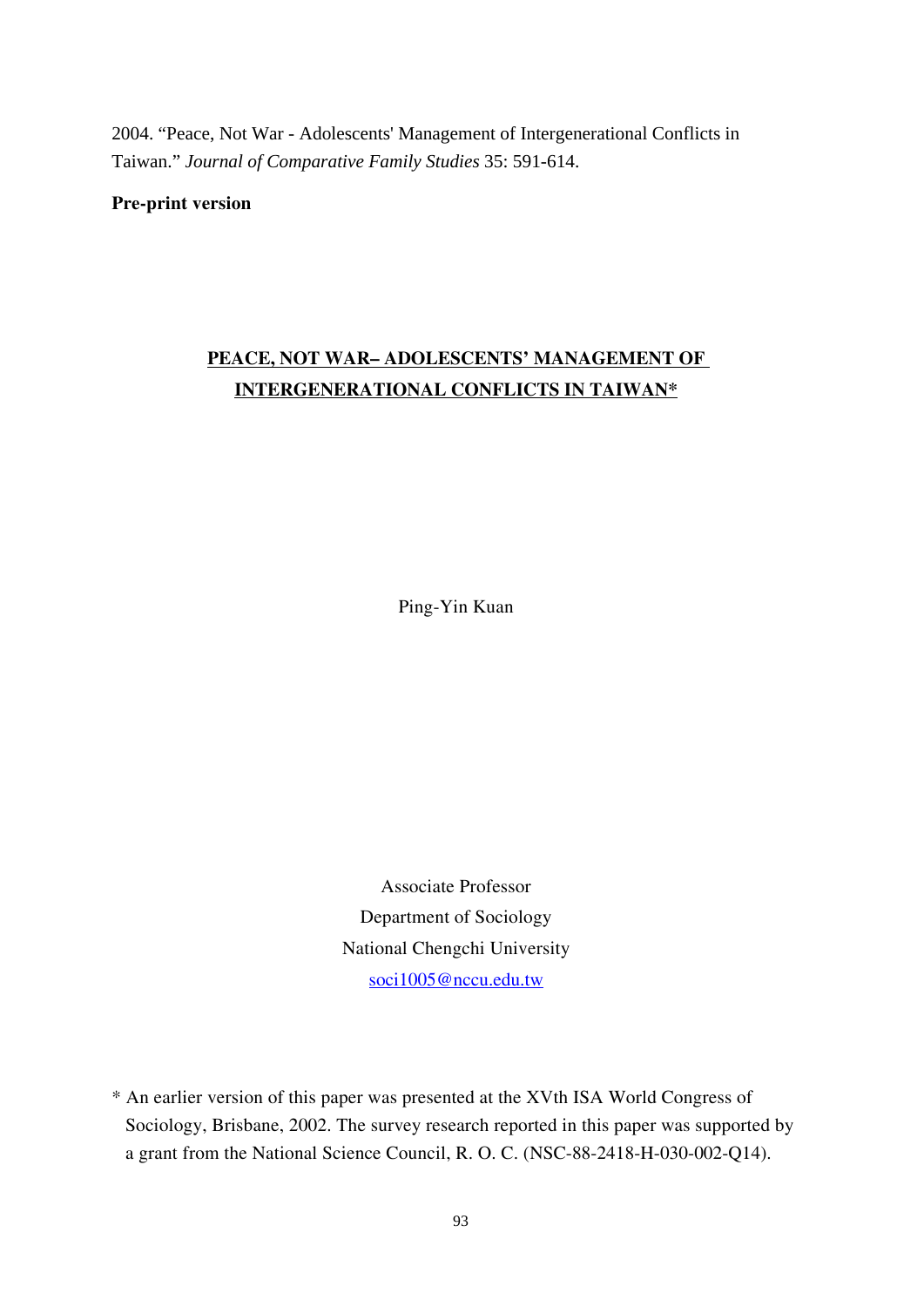2004. "Peace, Not War - Adolescents' Management of Intergenerational Conflicts in Taiwan." *Journal of Comparative Family Studies* 35: 591-614.

**Pre-print version**

# PEACE, NOT WAR– ADOLESCENTS' MANAGEMENT OF INTERGENERATIONAL CONFLICTS IN TAIWAN*

Ping-Yin Kuan

Associate Professor
Department of Sociology
National Chengchi University
soci1005@nccu.edu.tw

\* An earlier version of this paper was presented at the XVth ISA World Congress of Sociology, Brisbane, 2002. The survey research reported in this paper was supported by a grant from the National Science Council, R. O. C. (NSC-88-2418-H-030-002-Q14).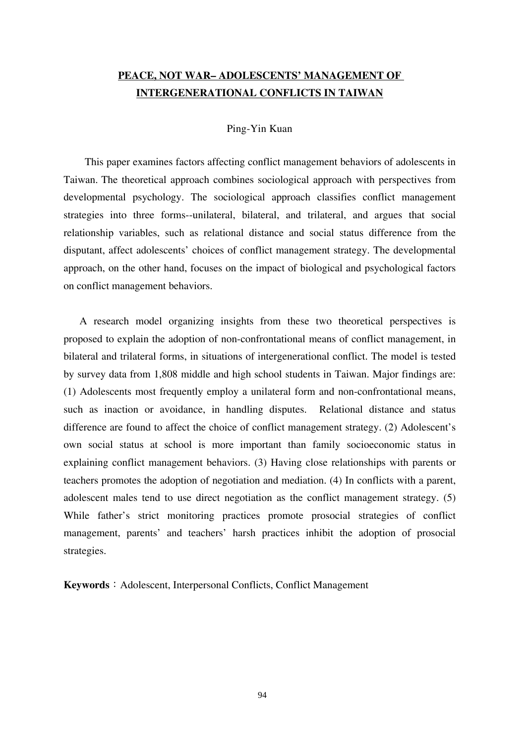# PEACE, NOT WAR– ADOLESCENTS' MANAGEMENT OF INTERGENERATIONAL CONFLICTS IN TAIWAN

Ping-Yin Kuan

This paper examines factors affecting conflict management behaviors of adolescents in Taiwan. The theoretical approach combines sociological approach with perspectives from developmental psychology. The sociological approach classifies conflict management strategies into three forms--unilateral, bilateral, and trilateral, and argues that social relationship variables, such as relational distance and social status difference from the disputant, affect adolescents' choices of conflict management strategy. The developmental approach, on the other hand, focuses on the impact of biological and psychological factors on conflict management behaviors.

A research model organizing insights from these two theoretical perspectives is proposed to explain the adoption of non-confrontational means of conflict management, in bilateral and trilateral forms, in situations of intergenerational conflict. The model is tested by survey data from 1,808 middle and high school students in Taiwan. Major findings are: (1) Adolescents most frequently employ a unilateral form and non-confrontational means, such as inaction or avoidance, in handling disputes. Relational distance and status difference are found to affect the choice of conflict management strategy. (2) Adolescent's own social status at school is more important than family socioeconomic status in explaining conflict management behaviors. (3) Having close relationships with parents or teachers promotes the adoption of negotiation and mediation. (4) In conflicts with a parent, adolescent males tend to use direct negotiation as the conflict management strategy. (5) While father's strict monitoring practices promote prosocial strategies of conflict management, parents' and teachers' harsh practices inhibit the adoption of prosocial strategies.

**Keywords**：Adolescent, Interpersonal Conflicts, Conflict Management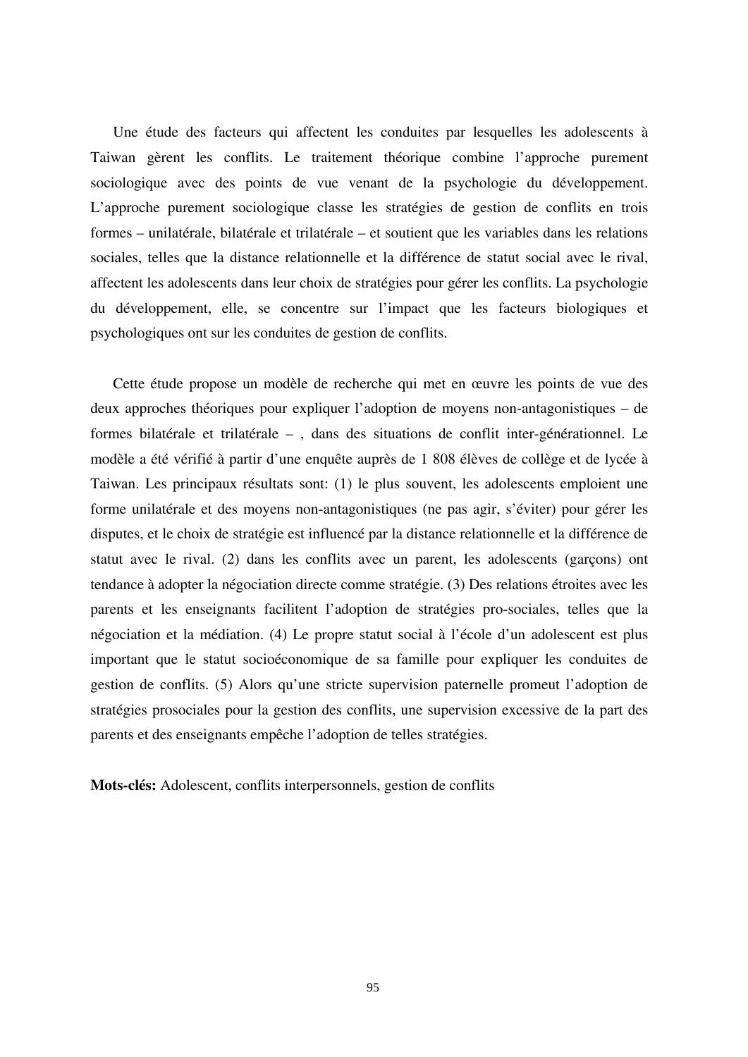Une étude des facteurs qui affectent les conduites par lesquelles les adolescents à Taiwan gèrent les conflits. Le traitement théorique combine l'approche purement sociologique avec des points de vue venant de la psychologie du développement. L'approche purement sociologique classe les stratégies de gestion de conflits en trois formes – unilatérale, bilatérale et trilatérale – et soutient que les variables dans les relations sociales, telles que la distance relationnelle et la différence de statut social avec le rival, affectent les adolescents dans leur choix de stratégies pour gérer les conflits. La psychologie du développement, elle, se concentre sur l'impact que les facteurs biologiques et psychologiques ont sur les conduites de gestion de conflits.

Cette étude propose un modèle de recherche qui met en œuvre les points de vue des deux approches théoriques pour expliquer l'adoption de moyens non-antagonistiques – de formes bilatérale et trilatérale – , dans des situations de conflit inter-générationnel. Le modèle a été vérifié à partir d'une enquête auprès de 1 808 élèves de collège et de lycée à Taiwan. Les principaux résultats sont: (1) le plus souvent, les adolescents emploient une forme unilatérale et des moyens non-antagonistiques (ne pas agir, s'éviter) pour gérer les disputes, et le choix de stratégie est influencé par la distance relationnelle et la différence de statut avec le rival. (2) dans les conflits avec un parent, les adolescents (garçons) ont tendance à adopter la négociation directe comme stratégie. (3) Des relations étroites avec les parents et les enseignants facilitent l'adoption de stratégies pro-sociales, telles que la négociation et la médiation. (4) Le propre statut social à l'école d'un adolescent est plus important que le statut socioéconomique de sa famille pour expliquer les conduites de gestion de conflits. (5) Alors qu'une stricte supervision paternelle promeut l'adoption de stratégies prosociales pour la gestion des conflits, une supervision excessive de la part des parents et des enseignants empêche l'adoption de telles stratégies.

**Mots-clés:** Adolescent, conflits interpersonnels, gestion de conflits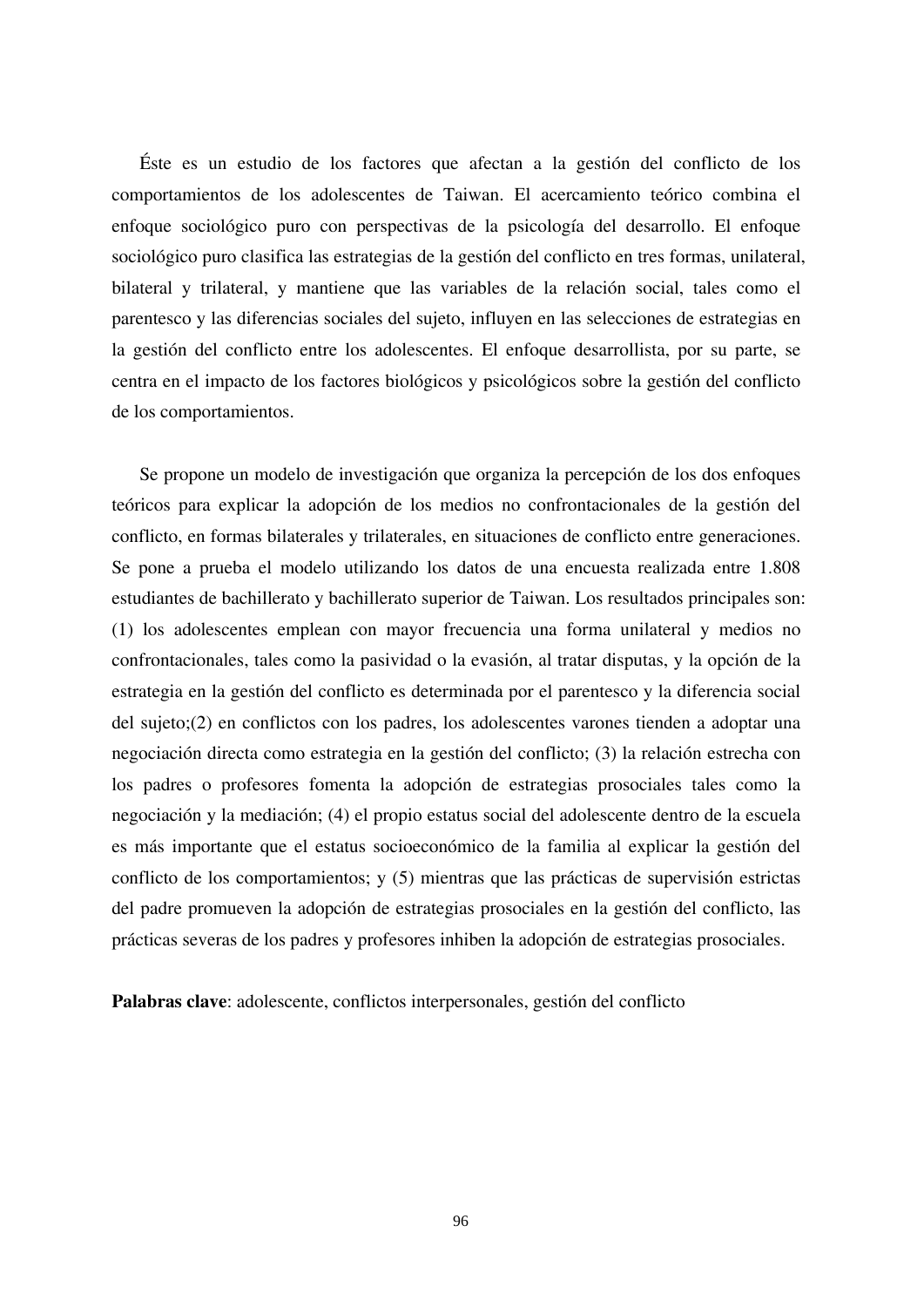Éste es un estudio de los factores que afectan a la gestión del conflicto de los comportamientos de los adolescentes de Taiwan. El acercamiento teórico combina el enfoque sociológico puro con perspectivas de la psicología del desarrollo. El enfoque sociológico puro clasifica las estrategias de la gestión del conflicto en tres formas, unilateral, bilateral y trilateral, y mantiene que las variables de la relación social, tales como el parentesco y las diferencias sociales del sujeto, influyen en las selecciones de estrategias en la gestión del conflicto entre los adolescentes. El enfoque desarrollista, por su parte, se centra en el impacto de los factores biológicos y psicológicos sobre la gestión del conflicto de los comportamientos.

Se propone un modelo de investigación que organiza la percepción de los dos enfoques teóricos para explicar la adopción de los medios no confrontacionales de la gestión del conflicto, en formas bilaterales y trilaterales, en situaciones de conflicto entre generaciones. Se pone a prueba el modelo utilizando los datos de una encuesta realizada entre 1.808 estudiantes de bachillerato y bachillerato superior de Taiwan. Los resultados principales son: (1) los adolescentes emplean con mayor frecuencia una forma unilateral y medios no confrontacionales, tales como la pasividad o la evasión, al tratar disputas, y la opción de la estrategia en la gestión del conflicto es determinada por el parentesco y la diferencia social del sujeto;(2) en conflictos con los padres, los adolescentes varones tienden a adoptar una negociación directa como estrategia en la gestión del conflicto; (3) la relación estrecha con los padres o profesores fomenta la adopción de estrategias prosociales tales como la negociación y la mediación; (4) el propio estatus social del adolescente dentro de la escuela es más importante que el estatus socioeconómico de la familia al explicar la gestión del conflicto de los comportamientos; y (5) mientras que las prácticas de supervisión estrictas del padre promueven la adopción de estrategias prosociales en la gestión del conflicto, las prácticas severas de los padres y profesores inhiben la adopción de estrategias prosociales.

**Palabras clave**: adolescente, conflictos interpersonales, gestión del conflicto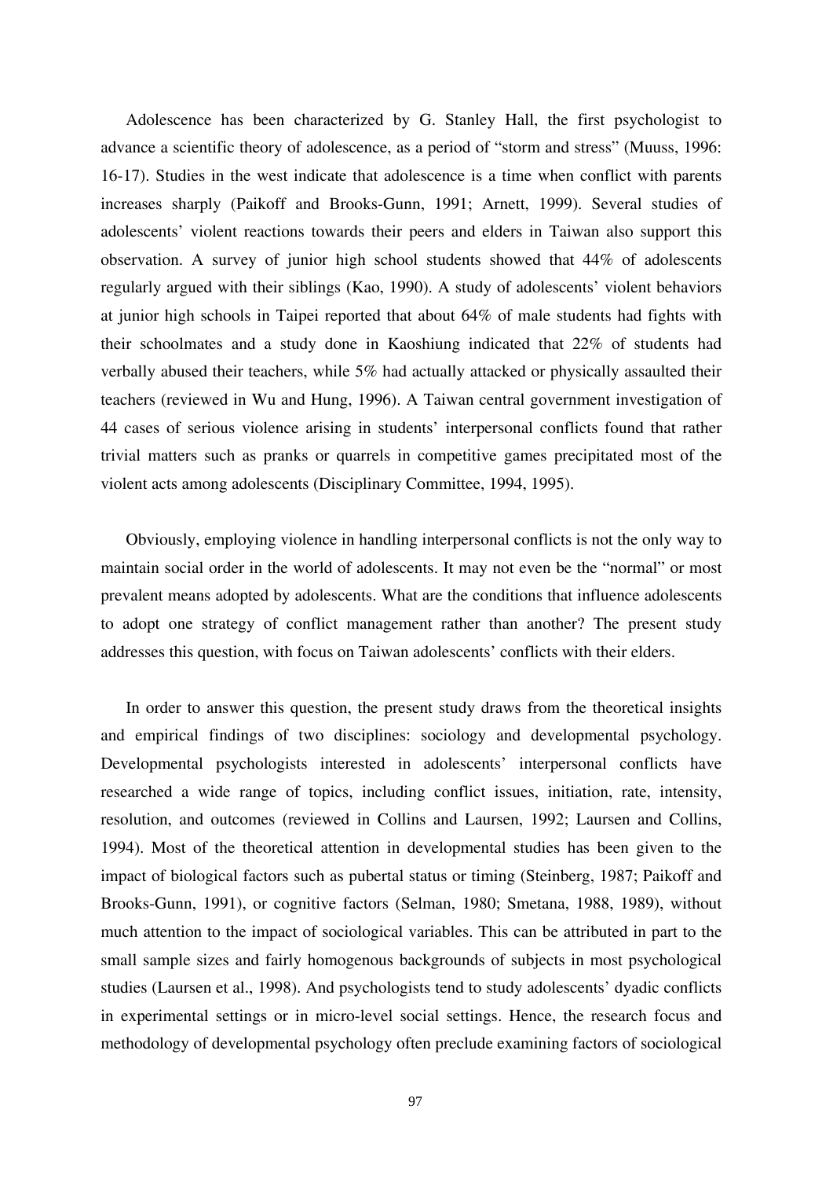Adolescence has been characterized by G. Stanley Hall, the first psychologist to advance a scientific theory of adolescence, as a period of "storm and stress" (Muuss, 1996: 16-17). Studies in the west indicate that adolescence is a time when conflict with parents increases sharply (Paikoff and Brooks-Gunn, 1991; Arnett, 1999). Several studies of adolescents' violent reactions towards their peers and elders in Taiwan also support this observation. A survey of junior high school students showed that 44% of adolescents regularly argued with their siblings (Kao, 1990). A study of adolescents' violent behaviors at junior high schools in Taipei reported that about 64% of male students had fights with their schoolmates and a study done in Kaoshiung indicated that 22% of students had verbally abused their teachers, while 5% had actually attacked or physically assaulted their teachers (reviewed in Wu and Hung, 1996). A Taiwan central government investigation of 44 cases of serious violence arising in students' interpersonal conflicts found that rather trivial matters such as pranks or quarrels in competitive games precipitated most of the violent acts among adolescents (Disciplinary Committee, 1994, 1995).

Obviously, employing violence in handling interpersonal conflicts is not the only way to maintain social order in the world of adolescents. It may not even be the "normal" or most prevalent means adopted by adolescents. What are the conditions that influence adolescents to adopt one strategy of conflict management rather than another? The present study addresses this question, with focus on Taiwan adolescents' conflicts with their elders.

In order to answer this question, the present study draws from the theoretical insights and empirical findings of two disciplines: sociology and developmental psychology. Developmental psychologists interested in adolescents' interpersonal conflicts have researched a wide range of topics, including conflict issues, initiation, rate, intensity, resolution, and outcomes (reviewed in Collins and Laursen, 1992; Laursen and Collins, 1994). Most of the theoretical attention in developmental studies has been given to the impact of biological factors such as pubertal status or timing (Steinberg, 1987; Paikoff and Brooks-Gunn, 1991), or cognitive factors (Selman, 1980; Smetana, 1988, 1989), without much attention to the impact of sociological variables. This can be attributed in part to the small sample sizes and fairly homogenous backgrounds of subjects in most psychological studies (Laursen et al., 1998). And psychologists tend to study adolescents' dyadic conflicts in experimental settings or in micro-level social settings. Hence, the research focus and methodology of developmental psychology often preclude examining factors of sociological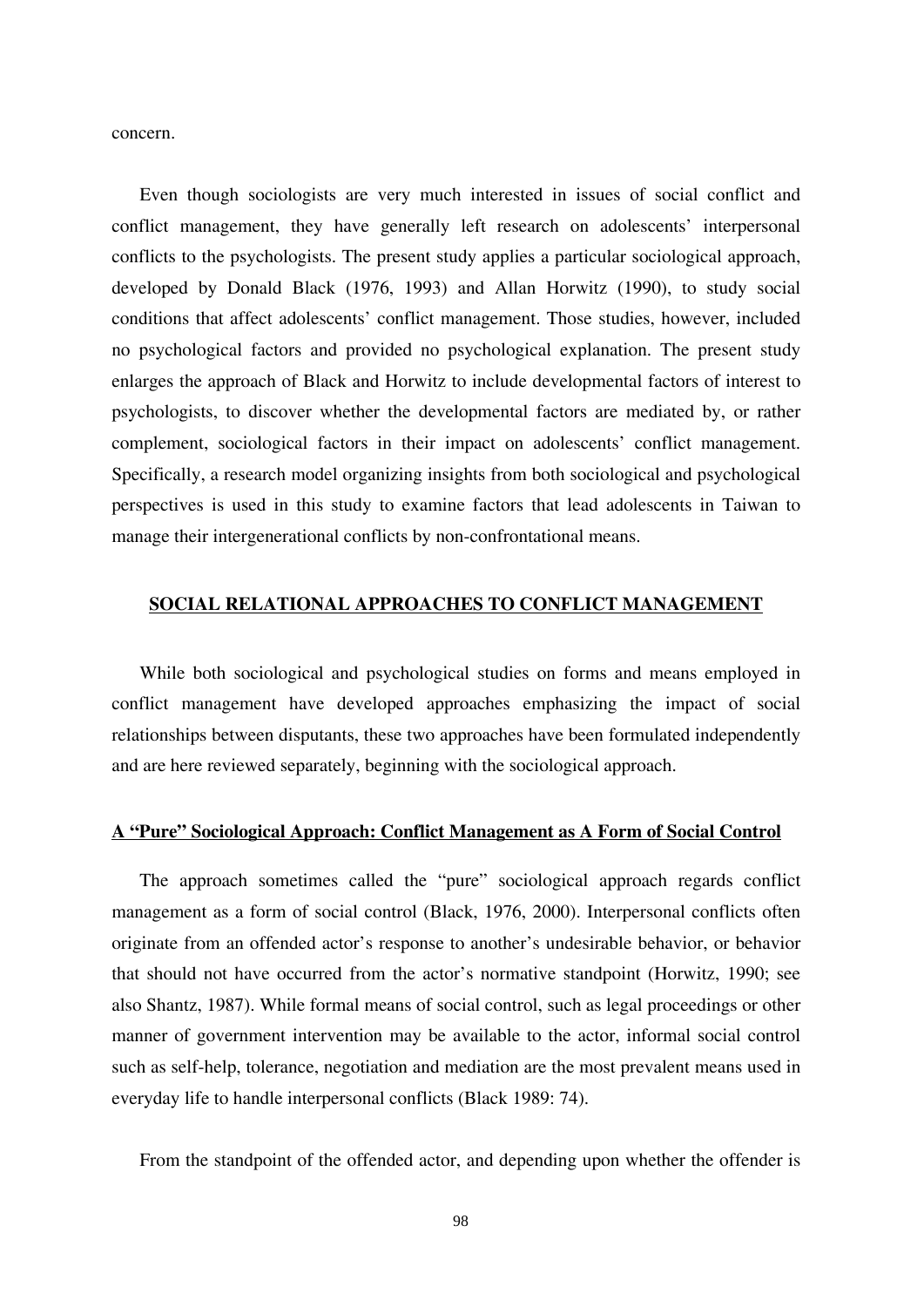concern.

Even though sociologists are very much interested in issues of social conflict and conflict management, they have generally left research on adolescents' interpersonal conflicts to the psychologists. The present study applies a particular sociological approach, developed by Donald Black (1976, 1993) and Allan Horwitz (1990), to study social conditions that affect adolescents' conflict management. Those studies, however, included no psychological factors and provided no psychological explanation. The present study enlarges the approach of Black and Horwitz to include developmental factors of interest to psychologists, to discover whether the developmental factors are mediated by, or rather complement, sociological factors in their impact on adolescents' conflict management. Specifically, a research model organizing insights from both sociological and psychological perspectives is used in this study to examine factors that lead adolescents in Taiwan to manage their intergenerational conflicts by non-confrontational means.

## SOCIAL RELATIONAL APPROACHES TO CONFLICT MANAGEMENT

While both sociological and psychological studies on forms and means employed in conflict management have developed approaches emphasizing the impact of social relationships between disputants, these two approaches have been formulated independently and are here reviewed separately, beginning with the sociological approach.

### A "Pure" Sociological Approach: Conflict Management as A Form of Social Control

The approach sometimes called the "pure" sociological approach regards conflict management as a form of social control (Black, 1976, 2000). Interpersonal conflicts often originate from an offended actor's response to another's undesirable behavior, or behavior that should not have occurred from the actor's normative standpoint (Horwitz, 1990; see also Shantz, 1987). While formal means of social control, such as legal proceedings or other manner of government intervention may be available to the actor, informal social control such as self-help, tolerance, negotiation and mediation are the most prevalent means used in everyday life to handle interpersonal conflicts (Black 1989: 74).

From the standpoint of the offended actor, and depending upon whether the offender is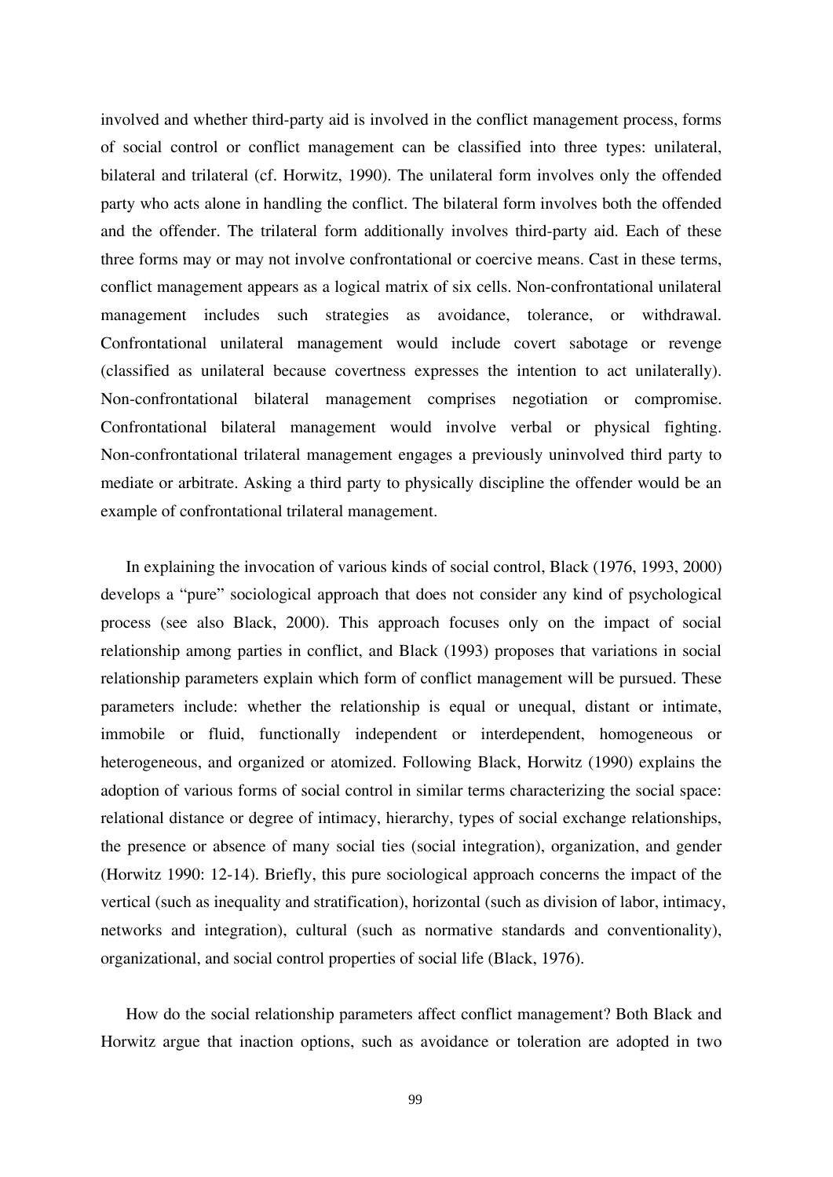involved and whether third-party aid is involved in the conflict management process, forms of social control or conflict management can be classified into three types: unilateral, bilateral and trilateral (cf. Horwitz, 1990). The unilateral form involves only the offended party who acts alone in handling the conflict. The bilateral form involves both the offended and the offender. The trilateral form additionally involves third-party aid. Each of these three forms may or may not involve confrontational or coercive means. Cast in these terms, conflict management appears as a logical matrix of six cells. Non-confrontational unilateral management includes such strategies as avoidance, tolerance, or withdrawal. Confrontational unilateral management would include covert sabotage or revenge (classified as unilateral because covertness expresses the intention to act unilaterally). Non-confrontational bilateral management comprises negotiation or compromise. Confrontational bilateral management would involve verbal or physical fighting. Non-confrontational trilateral management engages a previously uninvolved third party to mediate or arbitrate. Asking a third party to physically discipline the offender would be an example of confrontational trilateral management.

In explaining the invocation of various kinds of social control, Black (1976, 1993, 2000) develops a "pure" sociological approach that does not consider any kind of psychological process (see also Black, 2000). This approach focuses only on the impact of social relationship among parties in conflict, and Black (1993) proposes that variations in social relationship parameters explain which form of conflict management will be pursued. These parameters include: whether the relationship is equal or unequal, distant or intimate, immobile or fluid, functionally independent or interdependent, homogeneous or heterogeneous, and organized or atomized. Following Black, Horwitz (1990) explains the adoption of various forms of social control in similar terms characterizing the social space: relational distance or degree of intimacy, hierarchy, types of social exchange relationships, the presence or absence of many social ties (social integration), organization, and gender (Horwitz 1990: 12-14). Briefly, this pure sociological approach concerns the impact of the vertical (such as inequality and stratification), horizontal (such as division of labor, intimacy, networks and integration), cultural (such as normative standards and conventionality), organizational, and social control properties of social life (Black, 1976).

How do the social relationship parameters affect conflict management? Both Black and Horwitz argue that inaction options, such as avoidance or toleration are adopted in two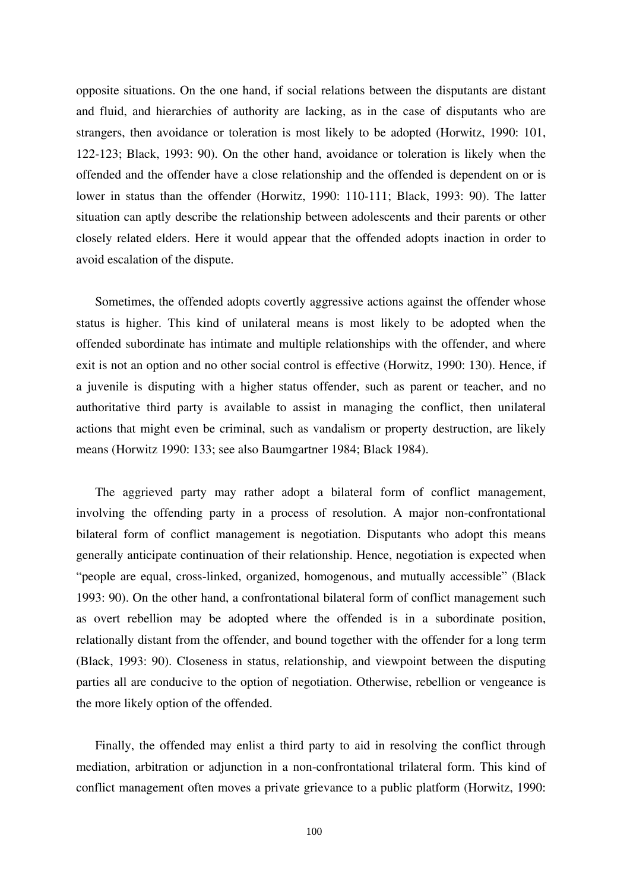opposite situations. On the one hand, if social relations between the disputants are distant and fluid, and hierarchies of authority are lacking, as in the case of disputants who are strangers, then avoidance or toleration is most likely to be adopted (Horwitz, 1990: 101, 122-123; Black, 1993: 90). On the other hand, avoidance or toleration is likely when the offended and the offender have a close relationship and the offended is dependent on or is lower in status than the offender (Horwitz, 1990: 110-111; Black, 1993: 90). The latter situation can aptly describe the relationship between adolescents and their parents or other closely related elders. Here it would appear that the offended adopts inaction in order to avoid escalation of the dispute.

Sometimes, the offended adopts covertly aggressive actions against the offender whose status is higher. This kind of unilateral means is most likely to be adopted when the offended subordinate has intimate and multiple relationships with the offender, and where exit is not an option and no other social control is effective (Horwitz, 1990: 130). Hence, if a juvenile is disputing with a higher status offender, such as parent or teacher, and no authoritative third party is available to assist in managing the conflict, then unilateral actions that might even be criminal, such as vandalism or property destruction, are likely means (Horwitz 1990: 133; see also Baumgartner 1984; Black 1984).

The aggrieved party may rather adopt a bilateral form of conflict management, involving the offending party in a process of resolution. A major non-confrontational bilateral form of conflict management is negotiation. Disputants who adopt this means generally anticipate continuation of their relationship. Hence, negotiation is expected when "people are equal, cross-linked, organized, homogenous, and mutually accessible" (Black 1993: 90). On the other hand, a confrontational bilateral form of conflict management such as overt rebellion may be adopted where the offended is in a subordinate position, relationally distant from the offender, and bound together with the offender for a long term (Black, 1993: 90). Closeness in status, relationship, and viewpoint between the disputing parties all are conducive to the option of negotiation. Otherwise, rebellion or vengeance is the more likely option of the offended.

Finally, the offended may enlist a third party to aid in resolving the conflict through mediation, arbitration or adjunction in a non-confrontational trilateral form. This kind of conflict management often moves a private grievance to a public platform (Horwitz, 1990: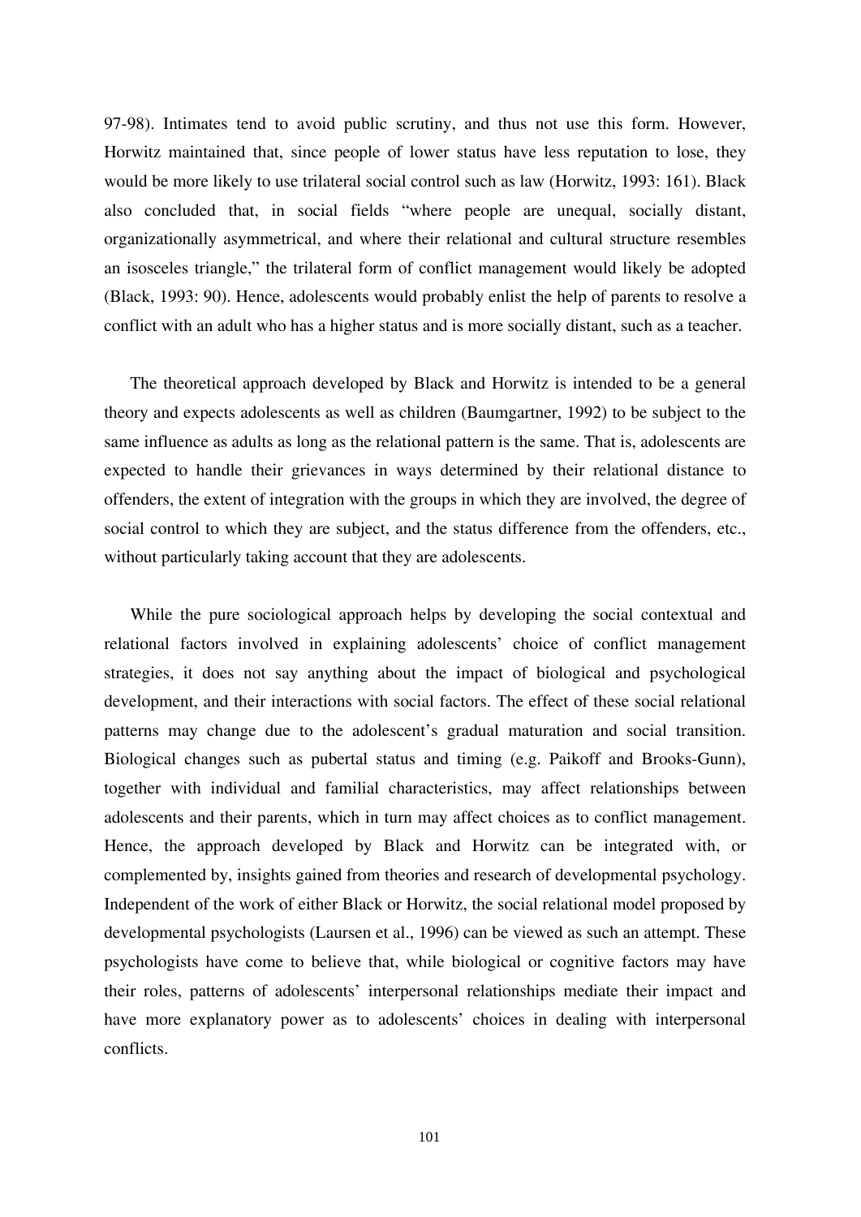97-98). Intimates tend to avoid public scrutiny, and thus not use this form. However, Horwitz maintained that, since people of lower status have less reputation to lose, they would be more likely to use trilateral social control such as law (Horwitz, 1993: 161). Black also concluded that, in social fields "where people are unequal, socially distant, organizationally asymmetrical, and where their relational and cultural structure resembles an isosceles triangle," the trilateral form of conflict management would likely be adopted (Black, 1993: 90). Hence, adolescents would probably enlist the help of parents to resolve a conflict with an adult who has a higher status and is more socially distant, such as a teacher.

The theoretical approach developed by Black and Horwitz is intended to be a general theory and expects adolescents as well as children (Baumgartner, 1992) to be subject to the same influence as adults as long as the relational pattern is the same. That is, adolescents are expected to handle their grievances in ways determined by their relational distance to offenders, the extent of integration with the groups in which they are involved, the degree of social control to which they are subject, and the status difference from the offenders, etc., without particularly taking account that they are adolescents.

While the pure sociological approach helps by developing the social contextual and relational factors involved in explaining adolescents' choice of conflict management strategies, it does not say anything about the impact of biological and psychological development, and their interactions with social factors. The effect of these social relational patterns may change due to the adolescent's gradual maturation and social transition. Biological changes such as pubertal status and timing (e.g. Paikoff and Brooks-Gunn), together with individual and familial characteristics, may affect relationships between adolescents and their parents, which in turn may affect choices as to conflict management. Hence, the approach developed by Black and Horwitz can be integrated with, or complemented by, insights gained from theories and research of developmental psychology. Independent of the work of either Black or Horwitz, the social relational model proposed by developmental psychologists (Laursen et al., 1996) can be viewed as such an attempt. These psychologists have come to believe that, while biological or cognitive factors may have their roles, patterns of adolescents' interpersonal relationships mediate their impact and have more explanatory power as to adolescents' choices in dealing with interpersonal conflicts.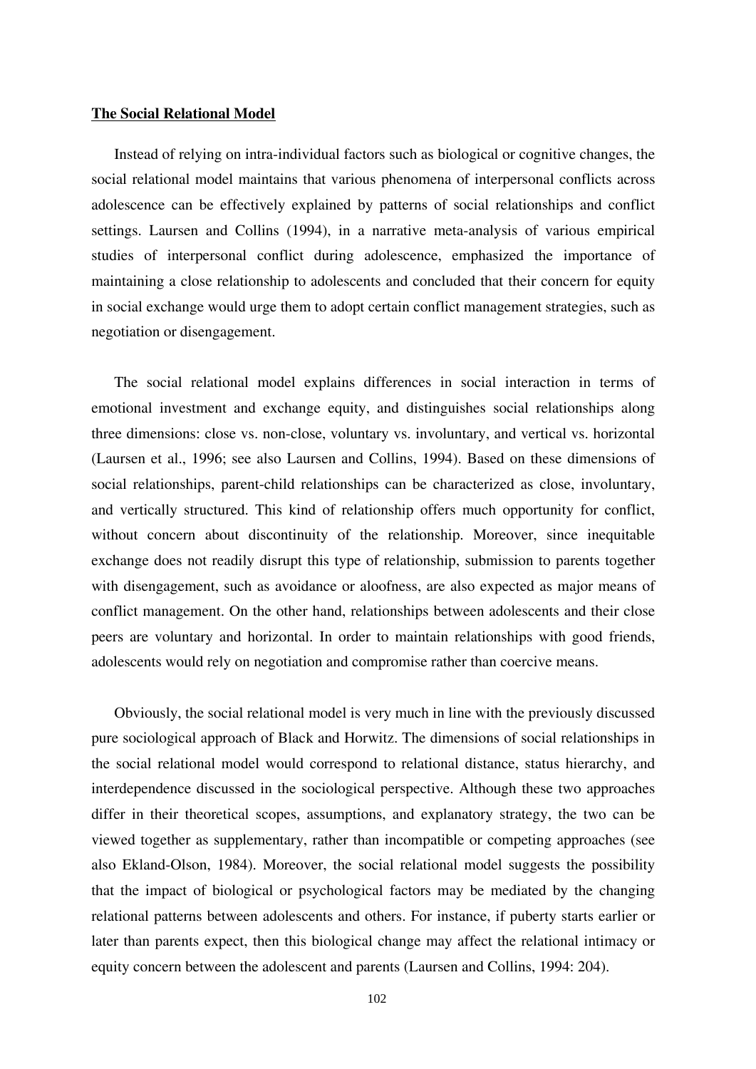**The Social Relational Model**

Instead of relying on intra-individual factors such as biological or cognitive changes, the social relational model maintains that various phenomena of interpersonal conflicts across adolescence can be effectively explained by patterns of social relationships and conflict settings. Laursen and Collins (1994), in a narrative meta-analysis of various empirical studies of interpersonal conflict during adolescence, emphasized the importance of maintaining a close relationship to adolescents and concluded that their concern for equity in social exchange would urge them to adopt certain conflict management strategies, such as negotiation or disengagement.

The social relational model explains differences in social interaction in terms of emotional investment and exchange equity, and distinguishes social relationships along three dimensions: close vs. non-close, voluntary vs. involuntary, and vertical vs. horizontal (Laursen et al., 1996; see also Laursen and Collins, 1994). Based on these dimensions of social relationships, parent-child relationships can be characterized as close, involuntary, and vertically structured. This kind of relationship offers much opportunity for conflict, without concern about discontinuity of the relationship. Moreover, since inequitable exchange does not readily disrupt this type of relationship, submission to parents together with disengagement, such as avoidance or aloofness, are also expected as major means of conflict management. On the other hand, relationships between adolescents and their close peers are voluntary and horizontal. In order to maintain relationships with good friends, adolescents would rely on negotiation and compromise rather than coercive means.

Obviously, the social relational model is very much in line with the previously discussed pure sociological approach of Black and Horwitz. The dimensions of social relationships in the social relational model would correspond to relational distance, status hierarchy, and interdependence discussed in the sociological perspective. Although these two approaches differ in their theoretical scopes, assumptions, and explanatory strategy, the two can be viewed together as supplementary, rather than incompatible or competing approaches (see also Ekland-Olson, 1984). Moreover, the social relational model suggests the possibility that the impact of biological or psychological factors may be mediated by the changing relational patterns between adolescents and others. For instance, if puberty starts earlier or later than parents expect, then this biological change may affect the relational intimacy or equity concern between the adolescent and parents (Laursen and Collins, 1994: 204).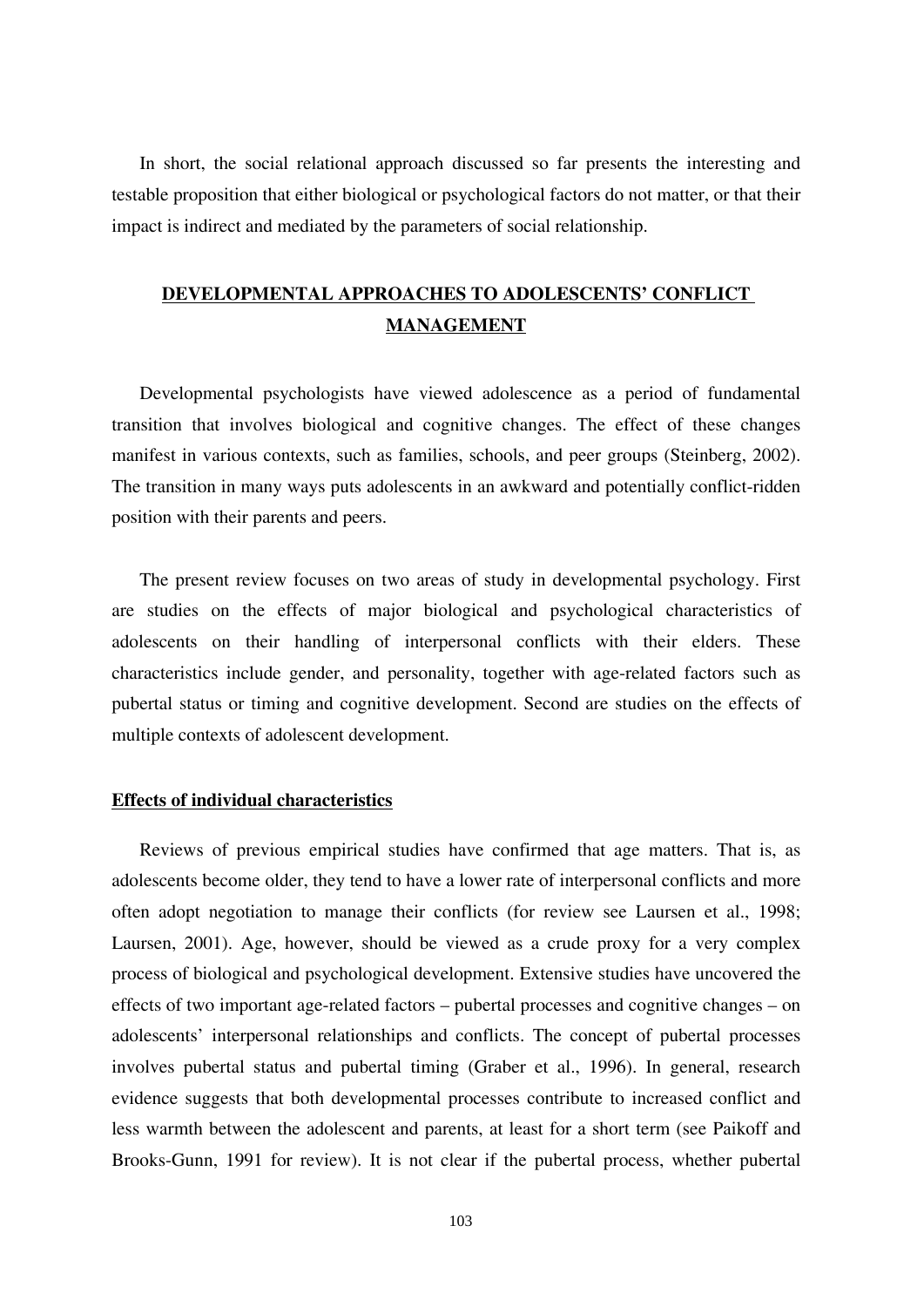In short, the social relational approach discussed so far presents the interesting and testable proposition that either biological or psychological factors do not matter, or that their impact is indirect and mediated by the parameters of social relationship.

## DEVELOPMENTAL APPROACHES TO ADOLESCENTS' CONFLICT MANAGEMENT

Developmental psychologists have viewed adolescence as a period of fundamental transition that involves biological and cognitive changes. The effect of these changes manifest in various contexts, such as families, schools, and peer groups (Steinberg, 2002). The transition in many ways puts adolescents in an awkward and potentially conflict-ridden position with their parents and peers.

The present review focuses on two areas of study in developmental psychology. First are studies on the effects of major biological and psychological characteristics of adolescents on their handling of interpersonal conflicts with their elders. These characteristics include gender, and personality, together with age-related factors such as pubertal status or timing and cognitive development. Second are studies on the effects of multiple contexts of adolescent development.

### Effects of individual characteristics

Reviews of previous empirical studies have confirmed that age matters. That is, as adolescents become older, they tend to have a lower rate of interpersonal conflicts and more often adopt negotiation to manage their conflicts (for review see Laursen et al., 1998; Laursen, 2001). Age, however, should be viewed as a crude proxy for a very complex process of biological and psychological development. Extensive studies have uncovered the effects of two important age-related factors – pubertal processes and cognitive changes – on adolescents' interpersonal relationships and conflicts. The concept of pubertal processes involves pubertal status and pubertal timing (Graber et al., 1996). In general, research evidence suggests that both developmental processes contribute to increased conflict and less warmth between the adolescent and parents, at least for a short term (see Paikoff and Brooks-Gunn, 1991 for review). It is not clear if the pubertal process, whether pubertal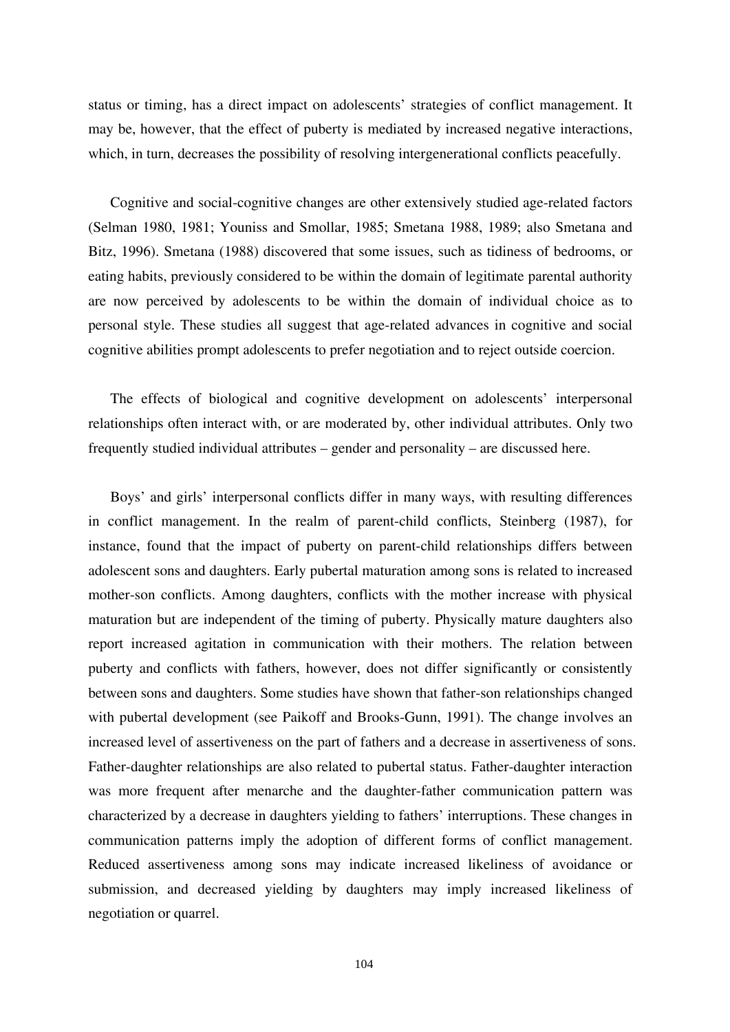status or timing, has a direct impact on adolescents' strategies of conflict management. It may be, however, that the effect of puberty is mediated by increased negative interactions, which, in turn, decreases the possibility of resolving intergenerational conflicts peacefully.

Cognitive and social-cognitive changes are other extensively studied age-related factors (Selman 1980, 1981; Youniss and Smollar, 1985; Smetana 1988, 1989; also Smetana and Bitz, 1996). Smetana (1988) discovered that some issues, such as tidiness of bedrooms, or eating habits, previously considered to be within the domain of legitimate parental authority are now perceived by adolescents to be within the domain of individual choice as to personal style. These studies all suggest that age-related advances in cognitive and social cognitive abilities prompt adolescents to prefer negotiation and to reject outside coercion.

The effects of biological and cognitive development on adolescents' interpersonal relationships often interact with, or are moderated by, other individual attributes. Only two frequently studied individual attributes – gender and personality – are discussed here.

Boys' and girls' interpersonal conflicts differ in many ways, with resulting differences in conflict management. In the realm of parent-child conflicts, Steinberg (1987), for instance, found that the impact of puberty on parent-child relationships differs between adolescent sons and daughters. Early pubertal maturation among sons is related to increased mother-son conflicts. Among daughters, conflicts with the mother increase with physical maturation but are independent of the timing of puberty. Physically mature daughters also report increased agitation in communication with their mothers. The relation between puberty and conflicts with fathers, however, does not differ significantly or consistently between sons and daughters. Some studies have shown that father-son relationships changed with pubertal development (see Paikoff and Brooks-Gunn, 1991). The change involves an increased level of assertiveness on the part of fathers and a decrease in assertiveness of sons. Father-daughter relationships are also related to pubertal status. Father-daughter interaction was more frequent after menarche and the daughter-father communication pattern was characterized by a decrease in daughters yielding to fathers' interruptions. These changes in communication patterns imply the adoption of different forms of conflict management. Reduced assertiveness among sons may indicate increased likeliness of avoidance or submission, and decreased yielding by daughters may imply increased likeliness of negotiation or quarrel.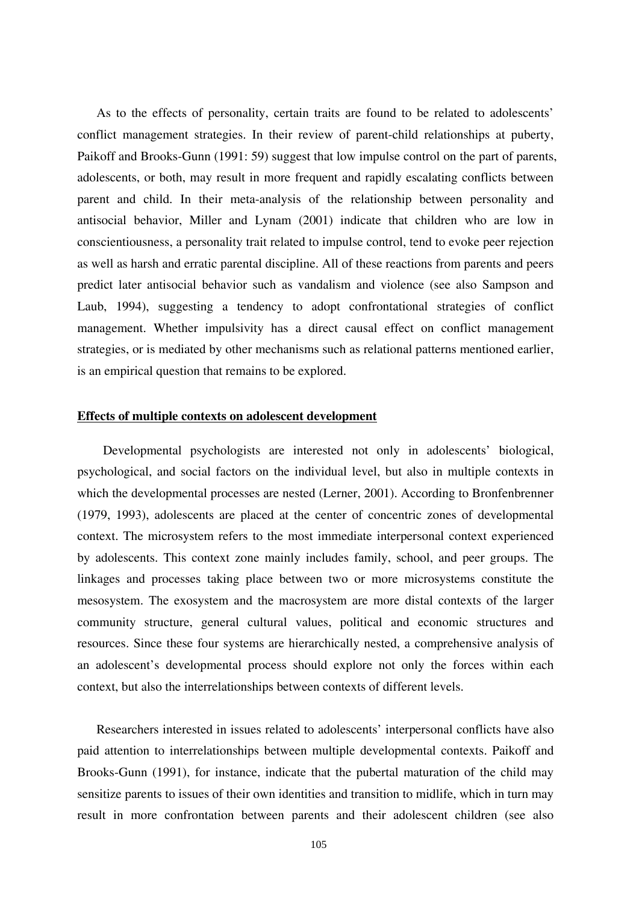As to the effects of personality, certain traits are found to be related to adolescents' conflict management strategies. In their review of parent-child relationships at puberty, Paikoff and Brooks-Gunn (1991: 59) suggest that low impulse control on the part of parents, adolescents, or both, may result in more frequent and rapidly escalating conflicts between parent and child. In their meta-analysis of the relationship between personality and antisocial behavior, Miller and Lynam (2001) indicate that children who are low in conscientiousness, a personality trait related to impulse control, tend to evoke peer rejection as well as harsh and erratic parental discipline. All of these reactions from parents and peers predict later antisocial behavior such as vandalism and violence (see also Sampson and Laub, 1994), suggesting a tendency to adopt confrontational strategies of conflict management. Whether impulsivity has a direct causal effect on conflict management strategies, or is mediated by other mechanisms such as relational patterns mentioned earlier, is an empirical question that remains to be explored.

**Effects of multiple contexts on adolescent development**

Developmental psychologists are interested not only in adolescents' biological, psychological, and social factors on the individual level, but also in multiple contexts in which the developmental processes are nested (Lerner, 2001). According to Bronfenbrenner (1979, 1993), adolescents are placed at the center of concentric zones of developmental context. The microsystem refers to the most immediate interpersonal context experienced by adolescents. This context zone mainly includes family, school, and peer groups. The linkages and processes taking place between two or more microsystems constitute the mesosystem. The exosystem and the macrosystem are more distal contexts of the larger community structure, general cultural values, political and economic structures and resources. Since these four systems are hierarchically nested, a comprehensive analysis of an adolescent's developmental process should explore not only the forces within each context, but also the interrelationships between contexts of different levels.

Researchers interested in issues related to adolescents' interpersonal conflicts have also paid attention to interrelationships between multiple developmental contexts. Paikoff and Brooks-Gunn (1991), for instance, indicate that the pubertal maturation of the child may sensitize parents to issues of their own identities and transition to midlife, which in turn may result in more confrontation between parents and their adolescent children (see also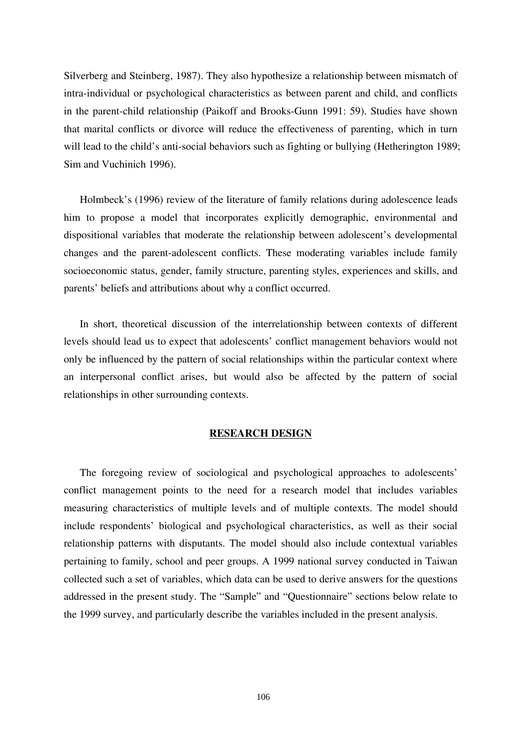Silverberg and Steinberg, 1987). They also hypothesize a relationship between mismatch of intra-individual or psychological characteristics as between parent and child, and conflicts in the parent-child relationship (Paikoff and Brooks-Gunn 1991: 59). Studies have shown that marital conflicts or divorce will reduce the effectiveness of parenting, which in turn will lead to the child's anti-social behaviors such as fighting or bullying (Hetherington 1989; Sim and Vuchinich 1996).

Holmbeck's (1996) review of the literature of family relations during adolescence leads him to propose a model that incorporates explicitly demographic, environmental and dispositional variables that moderate the relationship between adolescent's developmental changes and the parent-adolescent conflicts. These moderating variables include family socioeconomic status, gender, family structure, parenting styles, experiences and skills, and parents' beliefs and attributions about why a conflict occurred.

In short, theoretical discussion of the interrelationship between contexts of different levels should lead us to expect that adolescents' conflict management behaviors would not only be influenced by the pattern of social relationships within the particular context where an interpersonal conflict arises, but would also be affected by the pattern of social relationships in other surrounding contexts.

## RESEARCH DESIGN

The foregoing review of sociological and psychological approaches to adolescents' conflict management points to the need for a research model that includes variables measuring characteristics of multiple levels and of multiple contexts. The model should include respondents' biological and psychological characteristics, as well as their social relationship patterns with disputants. The model should also include contextual variables pertaining to family, school and peer groups. A 1999 national survey conducted in Taiwan collected such a set of variables, which data can be used to derive answers for the questions addressed in the present study. The "Sample" and "Questionnaire" sections below relate to the 1999 survey, and particularly describe the variables included in the present analysis.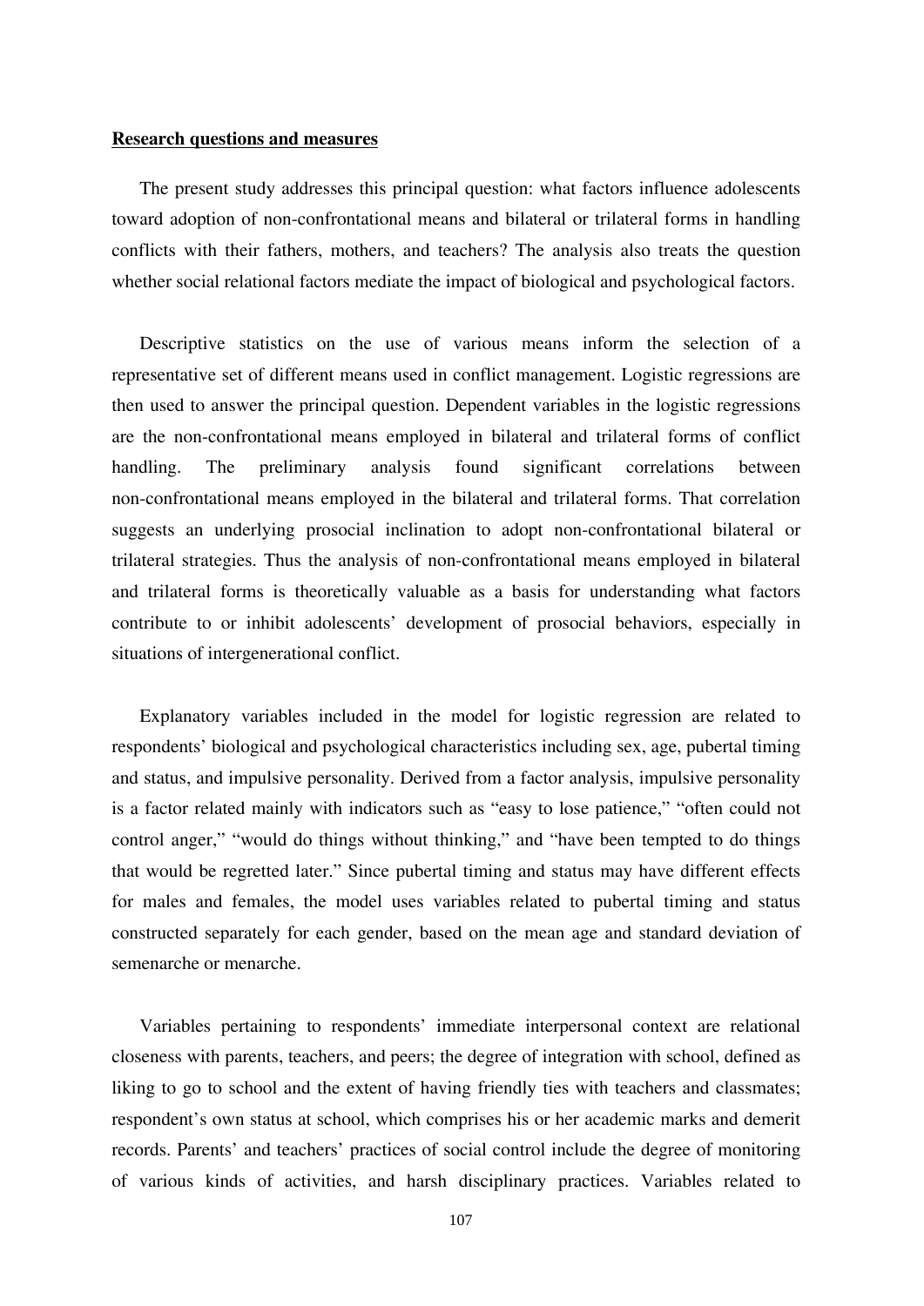**Research questions and measures**

The present study addresses this principal question: what factors influence adolescents toward adoption of non-confrontational means and bilateral or trilateral forms in handling conflicts with their fathers, mothers, and teachers? The analysis also treats the question whether social relational factors mediate the impact of biological and psychological factors.

Descriptive statistics on the use of various means inform the selection of a representative set of different means used in conflict management. Logistic regressions are then used to answer the principal question. Dependent variables in the logistic regressions are the non-confrontational means employed in bilateral and trilateral forms of conflict handling. The preliminary analysis found significant correlations between non-confrontational means employed in the bilateral and trilateral forms. That correlation suggests an underlying prosocial inclination to adopt non-confrontational bilateral or trilateral strategies. Thus the analysis of non-confrontational means employed in bilateral and trilateral forms is theoretically valuable as a basis for understanding what factors contribute to or inhibit adolescents' development of prosocial behaviors, especially in situations of intergenerational conflict.

Explanatory variables included in the model for logistic regression are related to respondents' biological and psychological characteristics including sex, age, pubertal timing and status, and impulsive personality. Derived from a factor analysis, impulsive personality is a factor related mainly with indicators such as "easy to lose patience," "often could not control anger," "would do things without thinking," and "have been tempted to do things that would be regretted later." Since pubertal timing and status may have different effects for males and females, the model uses variables related to pubertal timing and status constructed separately for each gender, based on the mean age and standard deviation of semenarche or menarche.

Variables pertaining to respondents' immediate interpersonal context are relational closeness with parents, teachers, and peers; the degree of integration with school, defined as liking to go to school and the extent of having friendly ties with teachers and classmates; respondent's own status at school, which comprises his or her academic marks and demerit records. Parents' and teachers' practices of social control include the degree of monitoring of various kinds of activities, and harsh disciplinary practices. Variables related to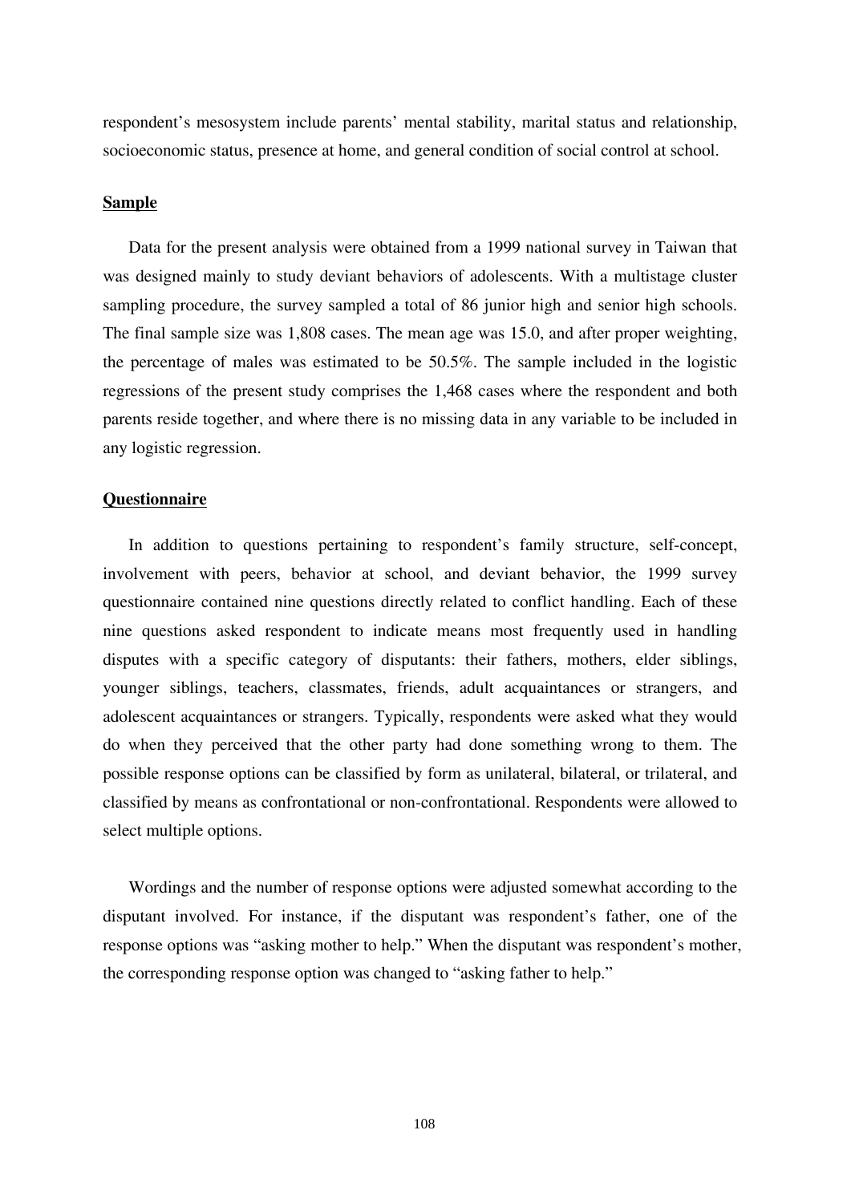respondent's mesosystem include parents' mental stability, marital status and relationship, socioeconomic status, presence at home, and general condition of social control at school.

## **Sample**

Data for the present analysis were obtained from a 1999 national survey in Taiwan that was designed mainly to study deviant behaviors of adolescents. With a multistage cluster sampling procedure, the survey sampled a total of 86 junior high and senior high schools. The final sample size was 1,808 cases. The mean age was 15.0, and after proper weighting, the percentage of males was estimated to be 50.5%. The sample included in the logistic regressions of the present study comprises the 1,468 cases where the respondent and both parents reside together, and where there is no missing data in any variable to be included in any logistic regression.

## **Questionnaire**

In addition to questions pertaining to respondent's family structure, self-concept, involvement with peers, behavior at school, and deviant behavior, the 1999 survey questionnaire contained nine questions directly related to conflict handling. Each of these nine questions asked respondent to indicate means most frequently used in handling disputes with a specific category of disputants: their fathers, mothers, elder siblings, younger siblings, teachers, classmates, friends, adult acquaintances or strangers, and adolescent acquaintances or strangers. Typically, respondents were asked what they would do when they perceived that the other party had done something wrong to them. The possible response options can be classified by form as unilateral, bilateral, or trilateral, and classified by means as confrontational or non-confrontational. Respondents were allowed to select multiple options.

Wordings and the number of response options were adjusted somewhat according to the disputant involved. For instance, if the disputant was respondent's father, one of the response options was "asking mother to help." When the disputant was respondent's mother, the corresponding response option was changed to "asking father to help."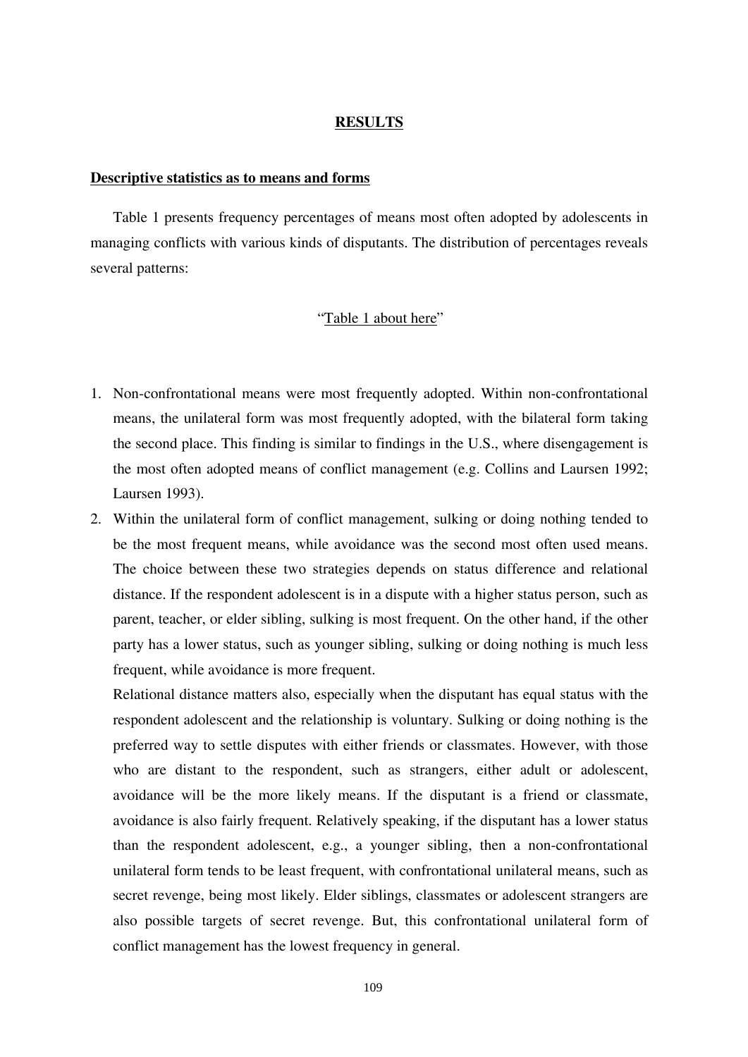# RESULTS

## Descriptive statistics as to means and forms

Table 1 presents frequency percentages of means most often adopted by adolescents in managing conflicts with various kinds of disputants. The distribution of percentages reveals several patterns:

"Table 1 about here"

1. Non-confrontational means were most frequently adopted. Within non-confrontational means, the unilateral form was most frequently adopted, with the bilateral form taking the second place. This finding is similar to findings in the U.S., where disengagement is the most often adopted means of conflict management (e.g. Collins and Laursen 1992; Laursen 1993).
2. Within the unilateral form of conflict management, sulking or doing nothing tended to be the most frequent means, while avoidance was the second most often used means. The choice between these two strategies depends on status difference and relational distance. If the respondent adolescent is in a dispute with a higher status person, such as parent, teacher, or elder sibling, sulking is most frequent. On the other hand, if the other party has a lower status, such as younger sibling, sulking or doing nothing is much less frequent, while avoidance is more frequent.

   Relational distance matters also, especially when the disputant has equal status with the respondent adolescent and the relationship is voluntary. Sulking or doing nothing is the preferred way to settle disputes with either friends or classmates. However, with those who are distant to the respondent, such as strangers, either adult or adolescent, avoidance will be the more likely means. If the disputant is a friend or classmate, avoidance is also fairly frequent. Relatively speaking, if the disputant has a lower status than the respondent adolescent, e.g., a younger sibling, then a non-confrontational unilateral form tends to be least frequent, with confrontational unilateral means, such as secret revenge, being most likely. Elder siblings, classmates or adolescent strangers are also possible targets of secret revenge. But, this confrontational unilateral form of conflict management has the lowest frequency in general.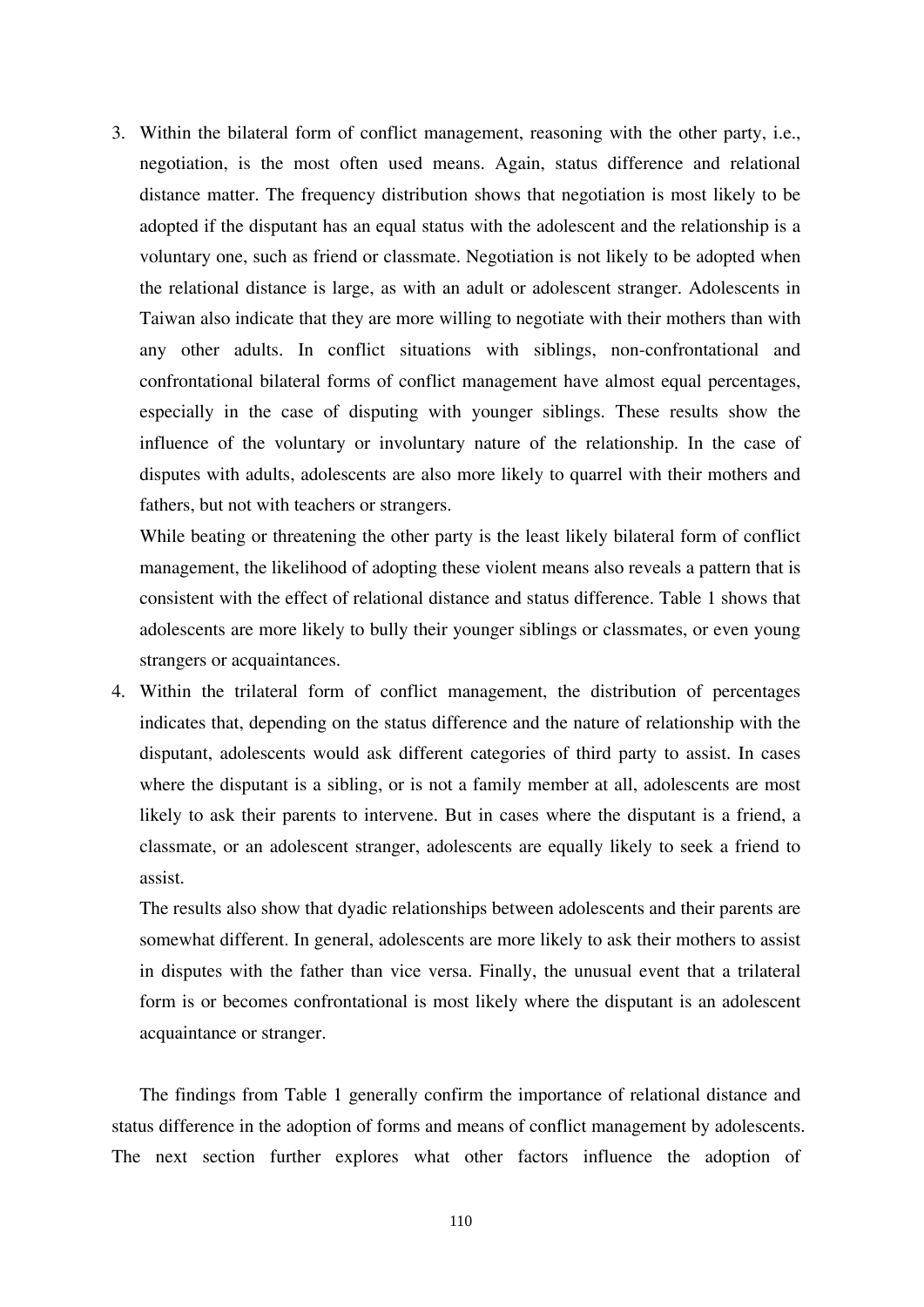3. Within the bilateral form of conflict management, reasoning with the other party, i.e., negotiation, is the most often used means. Again, status difference and relational distance matter. The frequency distribution shows that negotiation is most likely to be adopted if the disputant has an equal status with the adolescent and the relationship is a voluntary one, such as friend or classmate. Negotiation is not likely to be adopted when the relational distance is large, as with an adult or adolescent stranger. Adolescents in Taiwan also indicate that they are more willing to negotiate with their mothers than with any other adults. In conflict situations with siblings, non-confrontational and confrontational bilateral forms of conflict management have almost equal percentages, especially in the case of disputing with younger siblings. These results show the influence of the voluntary or involuntary nature of the relationship. In the case of disputes with adults, adolescents are also more likely to quarrel with their mothers and fathers, but not with teachers or strangers.

   While beating or threatening the other party is the least likely bilateral form of conflict management, the likelihood of adopting these violent means also reveals a pattern that is consistent with the effect of relational distance and status difference. Table 1 shows that adolescents are more likely to bully their younger siblings or classmates, or even young strangers or acquaintances.

4. Within the trilateral form of conflict management, the distribution of percentages indicates that, depending on the status difference and the nature of relationship with the disputant, adolescents would ask different categories of third party to assist. In cases where the disputant is a sibling, or is not a family member at all, adolescents are most likely to ask their parents to intervene. But in cases where the disputant is a friend, a classmate, or an adolescent stranger, adolescents are equally likely to seek a friend to assist.

   The results also show that dyadic relationships between adolescents and their parents are somewhat different. In general, adolescents are more likely to ask their mothers to assist in disputes with the father than vice versa. Finally, the unusual event that a trilateral form is or becomes confrontational is most likely where the disputant is an adolescent acquaintance or stranger.

The findings from Table 1 generally confirm the importance of relational distance and status difference in the adoption of forms and means of conflict management by adolescents. The next section further explores what other factors influence the adoption of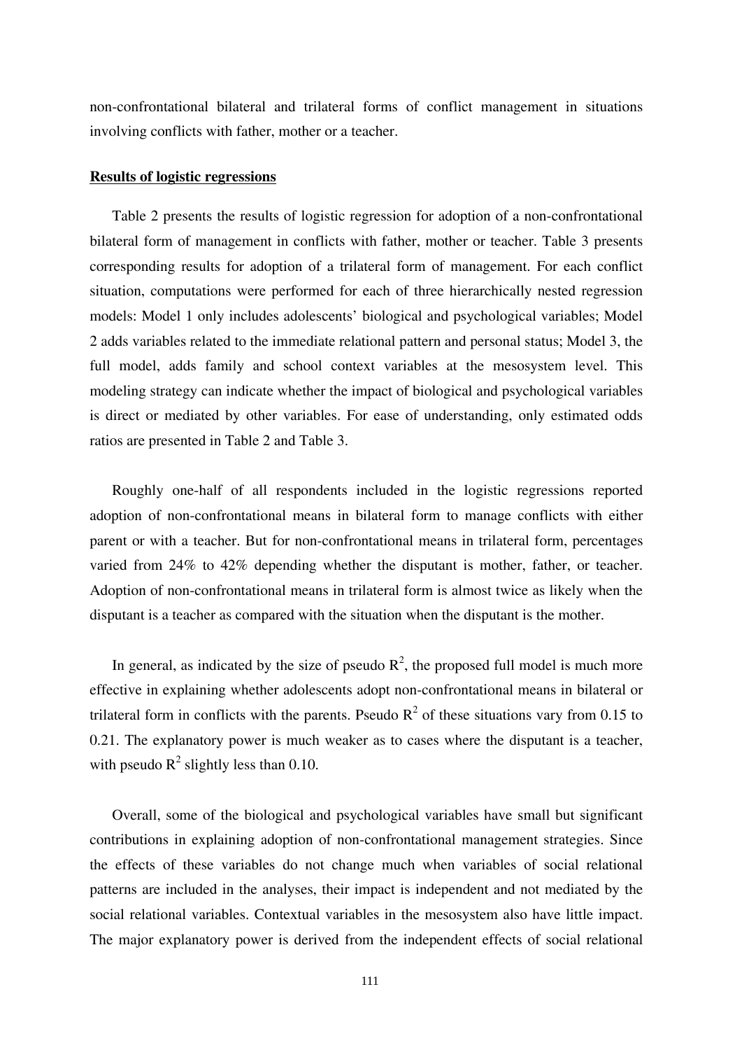non-confrontational bilateral and trilateral forms of conflict management in situations involving conflicts with father, mother or a teacher.

**Results of logistic regressions**

Table 2 presents the results of logistic regression for adoption of a non-confrontational bilateral form of management in conflicts with father, mother or teacher. Table 3 presents corresponding results for adoption of a trilateral form of management. For each conflict situation, computations were performed for each of three hierarchically nested regression models: Model 1 only includes adolescents' biological and psychological variables; Model 2 adds variables related to the immediate relational pattern and personal status; Model 3, the full model, adds family and school context variables at the mesosystem level. This modeling strategy can indicate whether the impact of biological and psychological variables is direct or mediated by other variables. For ease of understanding, only estimated odds ratios are presented in Table 2 and Table 3.

Roughly one-half of all respondents included in the logistic regressions reported adoption of non-confrontational means in bilateral form to manage conflicts with either parent or with a teacher. But for non-confrontational means in trilateral form, percentages varied from 24% to 42% depending whether the disputant is mother, father, or teacher. Adoption of non-confrontational means in trilateral form is almost twice as likely when the disputant is a teacher as compared with the situation when the disputant is the mother.

In general, as indicated by the size of pseudo $R^2$, the proposed full model is much more effective in explaining whether adolescents adopt non-confrontational means in bilateral or trilateral form in conflicts with the parents. Pseudo $R^2$ of these situations vary from 0.15 to 0.21. The explanatory power is much weaker as to cases where the disputant is a teacher, with pseudo $R^2$ slightly less than 0.10.

Overall, some of the biological and psychological variables have small but significant contributions in explaining adoption of non-confrontational management strategies. Since the effects of these variables do not change much when variables of social relational patterns are included in the analyses, their impact is independent and not mediated by the social relational variables. Contextual variables in the mesosystem also have little impact. The major explanatory power is derived from the independent effects of social relational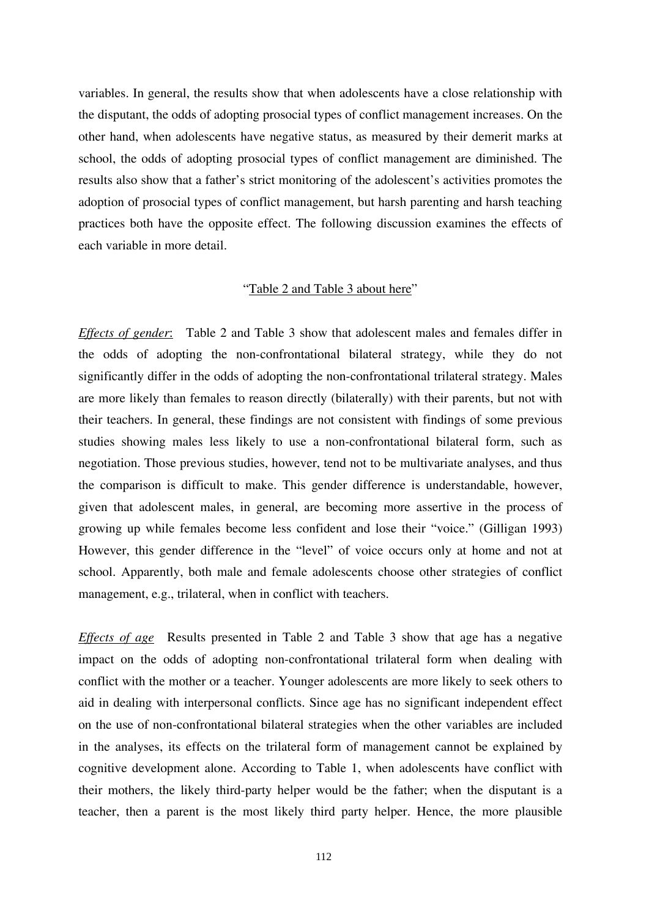variables. In general, the results show that when adolescents have a close relationship with the disputant, the odds of adopting prosocial types of conflict management increases. On the other hand, when adolescents have negative status, as measured by their demerit marks at school, the odds of adopting prosocial types of conflict management are diminished. The results also show that a father's strict monitoring of the adolescent's activities promotes the adoption of prosocial types of conflict management, but harsh parenting and harsh teaching practices both have the opposite effect. The following discussion examines the effects of each variable in more detail.

"Table 2 and Table 3 about here"

*Effects of gender*: Table 2 and Table 3 show that adolescent males and females differ in the odds of adopting the non-confrontational bilateral strategy, while they do not significantly differ in the odds of adopting the non-confrontational trilateral strategy. Males are more likely than females to reason directly (bilaterally) with their parents, but not with their teachers. In general, these findings are not consistent with findings of some previous studies showing males less likely to use a non-confrontational bilateral form, such as negotiation. Those previous studies, however, tend not to be multivariate analyses, and thus the comparison is difficult to make. This gender difference is understandable, however, given that adolescent males, in general, are becoming more assertive in the process of growing up while females become less confident and lose their "voice." (Gilligan 1993) However, this gender difference in the "level" of voice occurs only at home and not at school. Apparently, both male and female adolescents choose other strategies of conflict management, e.g., trilateral, when in conflict with teachers.

*Effects of age* Results presented in Table 2 and Table 3 show that age has a negative impact on the odds of adopting non-confrontational trilateral form when dealing with conflict with the mother or a teacher. Younger adolescents are more likely to seek others to aid in dealing with interpersonal conflicts. Since age has no significant independent effect on the use of non-confrontational bilateral strategies when the other variables are included in the analyses, its effects on the trilateral form of management cannot be explained by cognitive development alone. According to Table 1, when adolescents have conflict with their mothers, the likely third-party helper would be the father; when the disputant is a teacher, then a parent is the most likely third party helper. Hence, the more plausible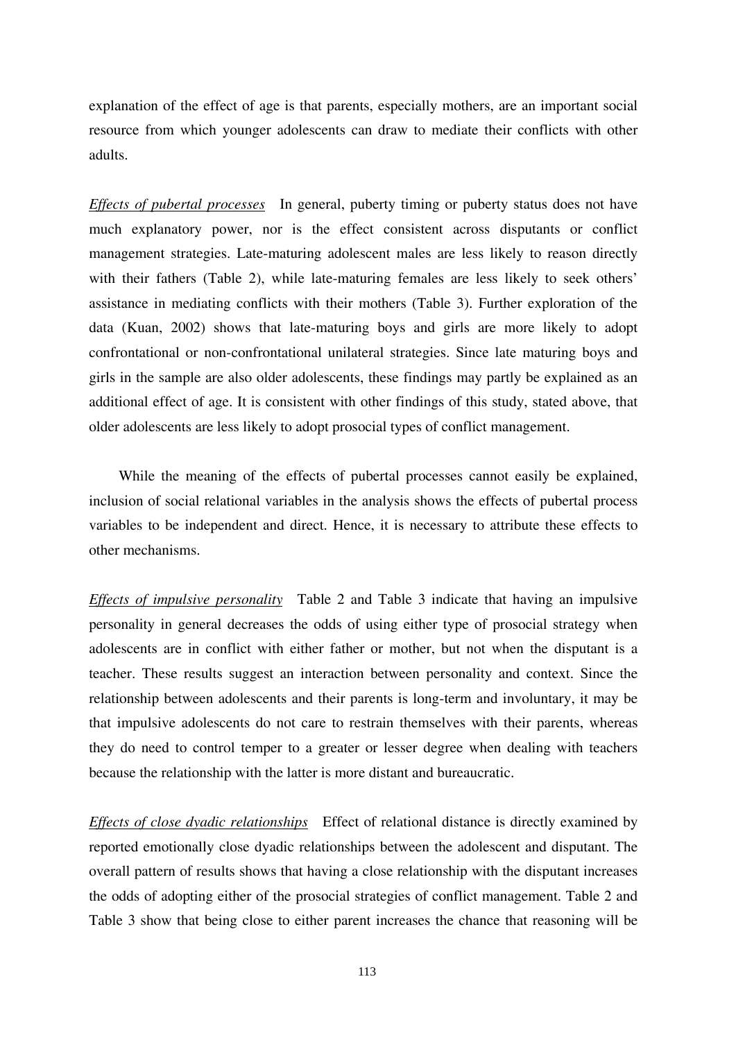explanation of the effect of age is that parents, especially mothers, are an important social resource from which younger adolescents can draw to mediate their conflicts with other adults.

*Effects of pubertal processes* In general, puberty timing or puberty status does not have much explanatory power, nor is the effect consistent across disputants or conflict management strategies. Late-maturing adolescent males are less likely to reason directly with their fathers (Table 2), while late-maturing females are less likely to seek others' assistance in mediating conflicts with their mothers (Table 3). Further exploration of the data (Kuan, 2002) shows that late-maturing boys and girls are more likely to adopt confrontational or non-confrontational unilateral strategies. Since late maturing boys and girls in the sample are also older adolescents, these findings may partly be explained as an additional effect of age. It is consistent with other findings of this study, stated above, that older adolescents are less likely to adopt prosocial types of conflict management.

While the meaning of the effects of pubertal processes cannot easily be explained, inclusion of social relational variables in the analysis shows the effects of pubertal process variables to be independent and direct. Hence, it is necessary to attribute these effects to other mechanisms.

*Effects of impulsive personality* Table 2 and Table 3 indicate that having an impulsive personality in general decreases the odds of using either type of prosocial strategy when adolescents are in conflict with either father or mother, but not when the disputant is a teacher. These results suggest an interaction between personality and context. Since the relationship between adolescents and their parents is long-term and involuntary, it may be that impulsive adolescents do not care to restrain themselves with their parents, whereas they do need to control temper to a greater or lesser degree when dealing with teachers because the relationship with the latter is more distant and bureaucratic.

*Effects of close dyadic relationships* Effect of relational distance is directly examined by reported emotionally close dyadic relationships between the adolescent and disputant. The overall pattern of results shows that having a close relationship with the disputant increases the odds of adopting either of the prosocial strategies of conflict management. Table 2 and Table 3 show that being close to either parent increases the chance that reasoning will be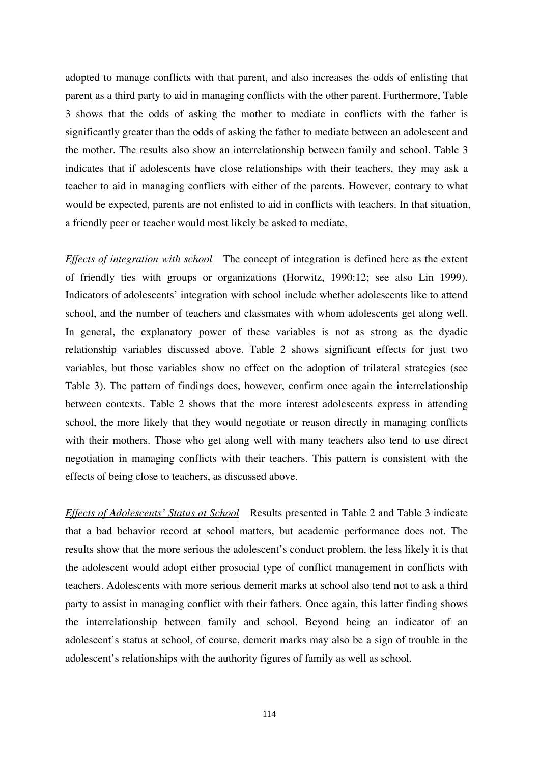adopted to manage conflicts with that parent, and also increases the odds of enlisting that parent as a third party to aid in managing conflicts with the other parent. Furthermore, Table 3 shows that the odds of asking the mother to mediate in conflicts with the father is significantly greater than the odds of asking the father to mediate between an adolescent and the mother. The results also show an interrelationship between family and school. Table 3 indicates that if adolescents have close relationships with their teachers, they may ask a teacher to aid in managing conflicts with either of the parents. However, contrary to what would be expected, parents are not enlisted to aid in conflicts with teachers. In that situation, a friendly peer or teacher would most likely be asked to mediate.

*Effects of integration with school* The concept of integration is defined here as the extent of friendly ties with groups or organizations (Horwitz, 1990:12; see also Lin 1999). Indicators of adolescents' integration with school include whether adolescents like to attend school, and the number of teachers and classmates with whom adolescents get along well. In general, the explanatory power of these variables is not as strong as the dyadic relationship variables discussed above. Table 2 shows significant effects for just two variables, but those variables show no effect on the adoption of trilateral strategies (see Table 3). The pattern of findings does, however, confirm once again the interrelationship between contexts. Table 2 shows that the more interest adolescents express in attending school, the more likely that they would negotiate or reason directly in managing conflicts with their mothers. Those who get along well with many teachers also tend to use direct negotiation in managing conflicts with their teachers. This pattern is consistent with the effects of being close to teachers, as discussed above.

*Effects of Adolescents' Status at School* Results presented in Table 2 and Table 3 indicate that a bad behavior record at school matters, but academic performance does not. The results show that the more serious the adolescent's conduct problem, the less likely it is that the adolescent would adopt either prosocial type of conflict management in conflicts with teachers. Adolescents with more serious demerit marks at school also tend not to ask a third party to assist in managing conflict with their fathers. Once again, this latter finding shows the interrelationship between family and school. Beyond being an indicator of an adolescent's status at school, of course, demerit marks may also be a sign of trouble in the adolescent's relationships with the authority figures of family as well as school.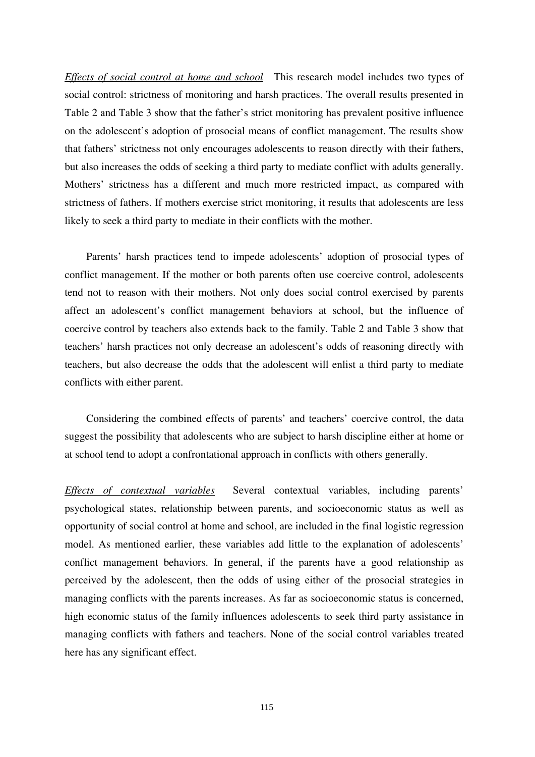*Effects of social control at home and school* This research model includes two types of social control: strictness of monitoring and harsh practices. The overall results presented in Table 2 and Table 3 show that the father's strict monitoring has prevalent positive influence on the adolescent's adoption of prosocial means of conflict management. The results show that fathers' strictness not only encourages adolescents to reason directly with their fathers, but also increases the odds of seeking a third party to mediate conflict with adults generally. Mothers' strictness has a different and much more restricted impact, as compared with strictness of fathers. If mothers exercise strict monitoring, it results that adolescents are less likely to seek a third party to mediate in their conflicts with the mother.

Parents' harsh practices tend to impede adolescents' adoption of prosocial types of conflict management. If the mother or both parents often use coercive control, adolescents tend not to reason with their mothers. Not only does social control exercised by parents affect an adolescent's conflict management behaviors at school, but the influence of coercive control by teachers also extends back to the family. Table 2 and Table 3 show that teachers' harsh practices not only decrease an adolescent's odds of reasoning directly with teachers, but also decrease the odds that the adolescent will enlist a third party to mediate conflicts with either parent.

Considering the combined effects of parents' and teachers' coercive control, the data suggest the possibility that adolescents who are subject to harsh discipline either at home or at school tend to adopt a confrontational approach in conflicts with others generally.

*Effects of contextual variables* Several contextual variables, including parents' psychological states, relationship between parents, and socioeconomic status as well as opportunity of social control at home and school, are included in the final logistic regression model. As mentioned earlier, these variables add little to the explanation of adolescents' conflict management behaviors. In general, if the parents have a good relationship as perceived by the adolescent, then the odds of using either of the prosocial strategies in managing conflicts with the parents increases. As far as socioeconomic status is concerned, high economic status of the family influences adolescents to seek third party assistance in managing conflicts with fathers and teachers. None of the social control variables treated here has any significant effect.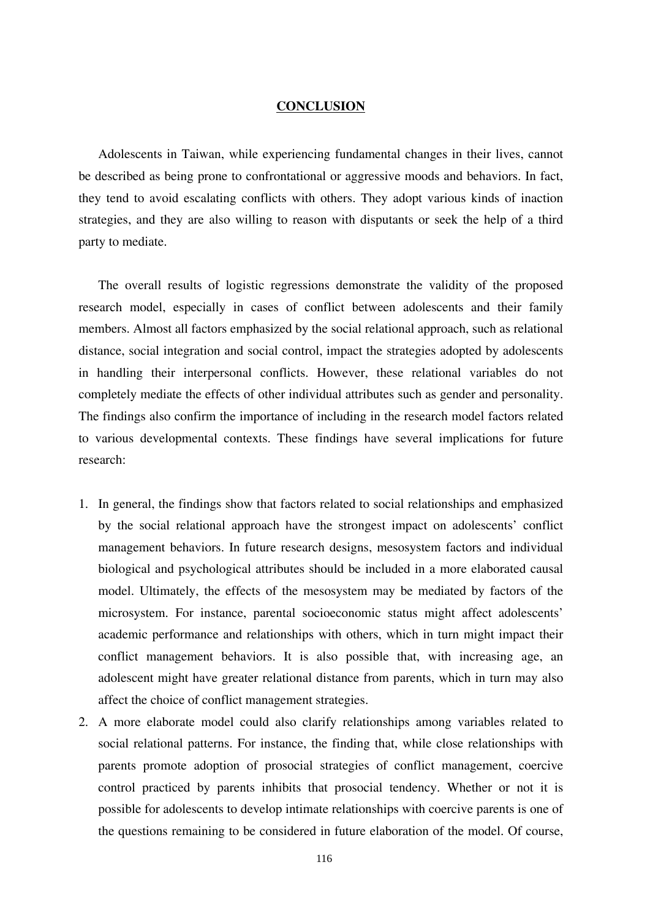## CONCLUSION

Adolescents in Taiwan, while experiencing fundamental changes in their lives, cannot be described as being prone to confrontational or aggressive moods and behaviors. In fact, they tend to avoid escalating conflicts with others. They adopt various kinds of inaction strategies, and they are also willing to reason with disputants or seek the help of a third party to mediate.

The overall results of logistic regressions demonstrate the validity of the proposed research model, especially in cases of conflict between adolescents and their family members. Almost all factors emphasized by the social relational approach, such as relational distance, social integration and social control, impact the strategies adopted by adolescents in handling their interpersonal conflicts. However, these relational variables do not completely mediate the effects of other individual attributes such as gender and personality. The findings also confirm the importance of including in the research model factors related to various developmental contexts. These findings have several implications for future research:

1. In general, the findings show that factors related to social relationships and emphasized by the social relational approach have the strongest impact on adolescents' conflict management behaviors. In future research designs, mesosystem factors and individual biological and psychological attributes should be included in a more elaborated causal model. Ultimately, the effects of the mesosystem may be mediated by factors of the microsystem. For instance, parental socioeconomic status might affect adolescents' academic performance and relationships with others, which in turn might impact their conflict management behaviors. It is also possible that, with increasing age, an adolescent might have greater relational distance from parents, which in turn may also affect the choice of conflict management strategies.
2. A more elaborate model could also clarify relationships among variables related to social relational patterns. For instance, the finding that, while close relationships with parents promote adoption of prosocial strategies of conflict management, coercive control practiced by parents inhibits that prosocial tendency. Whether or not it is possible for adolescents to develop intimate relationships with coercive parents is one of the questions remaining to be considered in future elaboration of the model. Of course,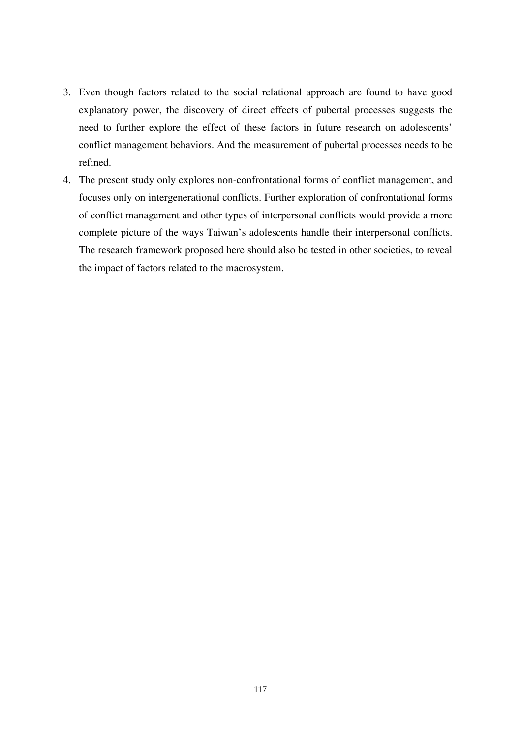3. Even though factors related to the social relational approach are found to have good explanatory power, the discovery of direct effects of pubertal processes suggests the need to further explore the effect of these factors in future research on adolescents' conflict management behaviors. And the measurement of pubertal processes needs to be refined.
4. The present study only explores non-confrontational forms of conflict management, and focuses only on intergenerational conflicts. Further exploration of confrontational forms of conflict management and other types of interpersonal conflicts would provide a more complete picture of the ways Taiwan's adolescents handle their interpersonal conflicts. The research framework proposed here should also be tested in other societies, to reveal the impact of factors related to the macrosystem.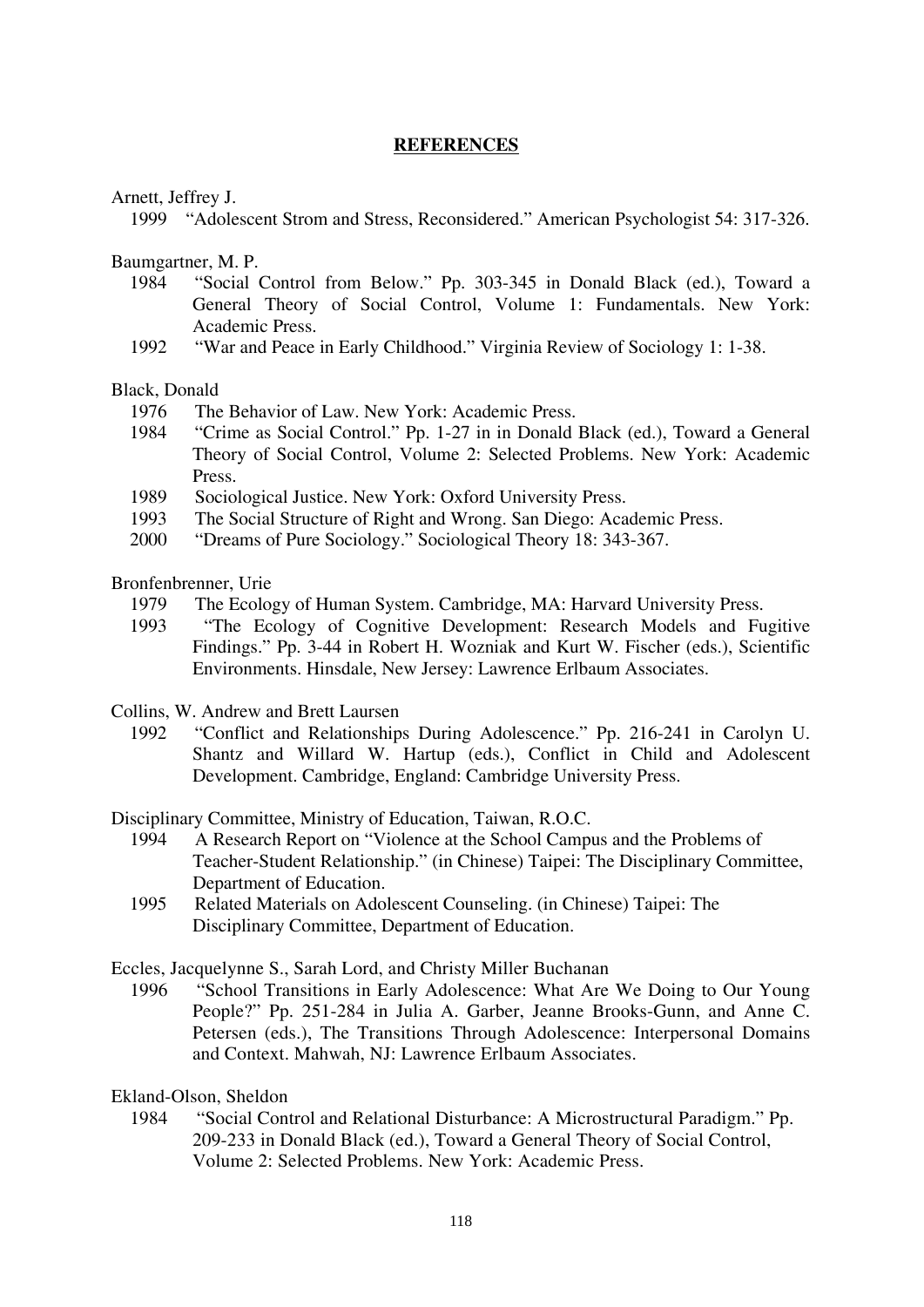## REFERENCES

Arnett, Jeffrey J.

1999 "Adolescent Strom and Stress, Reconsidered." American Psychologist 54: 317-326.

Baumgartner, M. P.

1984 "Social Control from Below." Pp. 303-345 in Donald Black (ed.), Toward a General Theory of Social Control, Volume 1: Fundamentals. New York: Academic Press.

1992 "War and Peace in Early Childhood." Virginia Review of Sociology 1: 1-38.

Black, Donald

1976 The Behavior of Law. New York: Academic Press.

1984 "Crime as Social Control." Pp. 1-27 in in Donald Black (ed.), Toward a General Theory of Social Control, Volume 2: Selected Problems. New York: Academic Press.

1989 Sociological Justice. New York: Oxford University Press.

1993 The Social Structure of Right and Wrong. San Diego: Academic Press.

2000 "Dreams of Pure Sociology." Sociological Theory 18: 343-367.

Bronfenbrenner, Urie

1979 The Ecology of Human System. Cambridge, MA: Harvard University Press.

1993 "The Ecology of Cognitive Development: Research Models and Fugitive Findings." Pp. 3-44 in Robert H. Wozniak and Kurt W. Fischer (eds.), Scientific Environments. Hinsdale, New Jersey: Lawrence Erlbaum Associates.

Collins, W. Andrew and Brett Laursen

1992 "Conflict and Relationships During Adolescence." Pp. 216-241 in Carolyn U. Shantz and Willard W. Hartup (eds.), Conflict in Child and Adolescent Development. Cambridge, England: Cambridge University Press.

Disciplinary Committee, Ministry of Education, Taiwan, R.O.C.

1994 A Research Report on "Violence at the School Campus and the Problems of Teacher-Student Relationship." (in Chinese) Taipei: The Disciplinary Committee, Department of Education.

1995 Related Materials on Adolescent Counseling. (in Chinese) Taipei: The Disciplinary Committee, Department of Education.

Eccles, Jacquelynne S., Sarah Lord, and Christy Miller Buchanan

1996 "School Transitions in Early Adolescence: What Are We Doing to Our Young People?" Pp. 251-284 in Julia A. Garber, Jeanne Brooks-Gunn, and Anne C. Petersen (eds.), The Transitions Through Adolescence: Interpersonal Domains and Context. Mahwah, NJ: Lawrence Erlbaum Associates.

Ekland-Olson, Sheldon

1984 "Social Control and Relational Disturbance: A Microstructural Paradigm." Pp. 209-233 in Donald Black (ed.), Toward a General Theory of Social Control, Volume 2: Selected Problems. New York: Academic Press.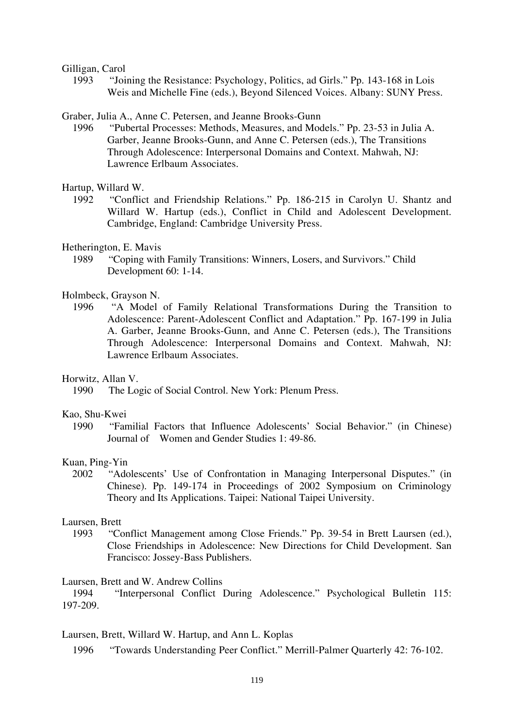Gilligan, Carol

1993 "Joining the Resistance: Psychology, Politics, ad Girls." Pp. 143-168 in Lois Weis and Michelle Fine (eds.), Beyond Silenced Voices. Albany: SUNY Press.

Graber, Julia A., Anne C. Petersen, and Jeanne Brooks-Gunn

1996 "Pubertal Processes: Methods, Measures, and Models." Pp. 23-53 in Julia A. Garber, Jeanne Brooks-Gunn, and Anne C. Petersen (eds.), The Transitions Through Adolescence: Interpersonal Domains and Context. Mahwah, NJ: Lawrence Erlbaum Associates.

Hartup, Willard W.

1992 "Conflict and Friendship Relations." Pp. 186-215 in Carolyn U. Shantz and Willard W. Hartup (eds.), Conflict in Child and Adolescent Development. Cambridge, England: Cambridge University Press.

Hetherington, E. Mavis

1989 "Coping with Family Transitions: Winners, Losers, and Survivors." Child Development 60: 1-14.

Holmbeck, Grayson N.

1996 "A Model of Family Relational Transformations During the Transition to Adolescence: Parent-Adolescent Conflict and Adaptation." Pp. 167-199 in Julia A. Garber, Jeanne Brooks-Gunn, and Anne C. Petersen (eds.), The Transitions Through Adolescence: Interpersonal Domains and Context. Mahwah, NJ: Lawrence Erlbaum Associates.

Horwitz, Allan V.

1990 The Logic of Social Control. New York: Plenum Press.

Kao, Shu-Kwei

1990 "Familial Factors that Influence Adolescents' Social Behavior." (in Chinese) Journal of Women and Gender Studies 1: 49-86.

Kuan, Ping-Yin

2002 "Adolescents' Use of Confrontation in Managing Interpersonal Disputes." (in Chinese). Pp. 149-174 in Proceedings of 2002 Symposium on Criminology Theory and Its Applications. Taipei: National Taipei University.

Laursen, Brett

1993 "Conflict Management among Close Friends." Pp. 39-54 in Brett Laursen (ed.), Close Friendships in Adolescence: New Directions for Child Development. San Francisco: Jossey-Bass Publishers.

Laursen, Brett and W. Andrew Collins

1994 "Interpersonal Conflict During Adolescence." Psychological Bulletin 115: 197-209.

Laursen, Brett, Willard W. Hartup, and Ann L. Koplas

1996 "Towards Understanding Peer Conflict." Merrill-Palmer Quarterly 42: 76-102.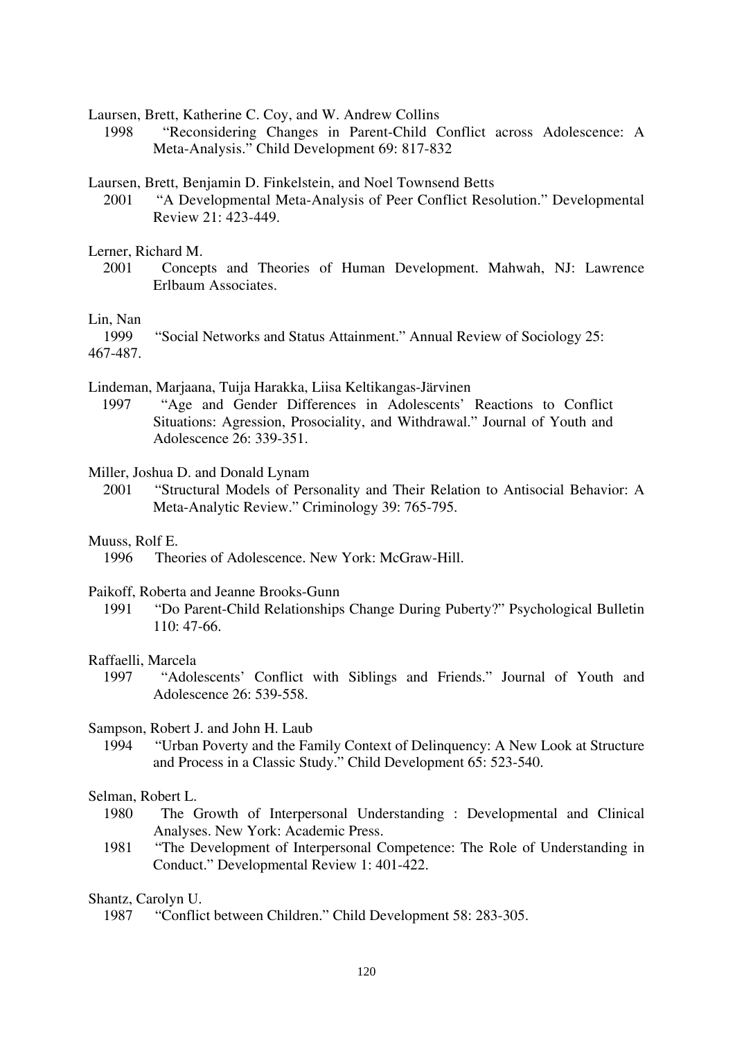Laursen, Brett, Katherine C. Coy, and W. Andrew Collins

1998 "Reconsidering Changes in Parent-Child Conflict across Adolescence: A Meta-Analysis." Child Development 69: 817-832

Laursen, Brett, Benjamin D. Finkelstein, and Noel Townsend Betts

2001 "A Developmental Meta-Analysis of Peer Conflict Resolution." Developmental Review 21: 423-449.

Lerner, Richard M.

2001 Concepts and Theories of Human Development. Mahwah, NJ: Lawrence Erlbaum Associates.

Lin, Nan

1999 "Social Networks and Status Attainment." Annual Review of Sociology 25: 467-487.

Lindeman, Marjaana, Tuija Harakka, Liisa Keltikangas-Järvinen

1997 "Age and Gender Differences in Adolescents' Reactions to Conflict Situations: Agression, Prosociality, and Withdrawal." Journal of Youth and Adolescence 26: 339-351.

Miller, Joshua D. and Donald Lynam

2001 "Structural Models of Personality and Their Relation to Antisocial Behavior: A Meta-Analytic Review." Criminology 39: 765-795.

Muuss, Rolf E.

1996 Theories of Adolescence. New York: McGraw-Hill.

Paikoff, Roberta and Jeanne Brooks-Gunn

1991 "Do Parent-Child Relationships Change During Puberty?" Psychological Bulletin 110: 47-66.

Raffaelli, Marcela

1997 "Adolescents' Conflict with Siblings and Friends." Journal of Youth and Adolescence 26: 539-558.

Sampson, Robert J. and John H. Laub

1994 "Urban Poverty and the Family Context of Delinquency: A New Look at Structure and Process in a Classic Study." Child Development 65: 523-540.

Selman, Robert L.

1980 The Growth of Interpersonal Understanding : Developmental and Clinical Analyses. New York: Academic Press.

1981 "The Development of Interpersonal Competence: The Role of Understanding in Conduct." Developmental Review 1: 401-422.

Shantz, Carolyn U.

1987 "Conflict between Children." Child Development 58: 283-305.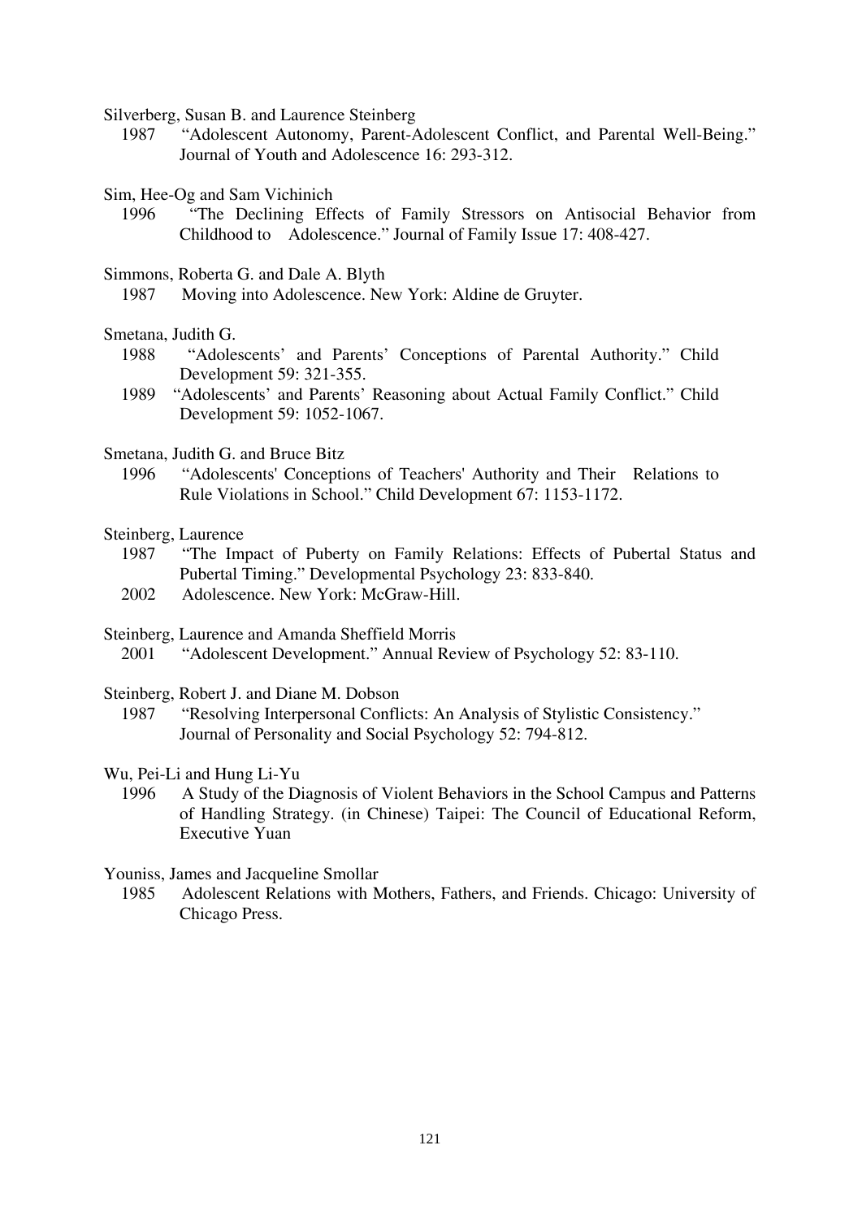Silverberg, Susan B. and Laurence Steinberg

1987 "Adolescent Autonomy, Parent-Adolescent Conflict, and Parental Well-Being." Journal of Youth and Adolescence 16: 293-312.

Sim, Hee-Og and Sam Vichinich

1996 "The Declining Effects of Family Stressors on Antisocial Behavior from Childhood to Adolescence." Journal of Family Issue 17: 408-427.

Simmons, Roberta G. and Dale A. Blyth

1987 Moving into Adolescence. New York: Aldine de Gruyter.

Smetana, Judith G.

1988 "Adolescents' and Parents' Conceptions of Parental Authority." Child Development 59: 321-355.

1989 "Adolescents' and Parents' Reasoning about Actual Family Conflict." Child Development 59: 1052-1067.

Smetana, Judith G. and Bruce Bitz

1996 "Adolescents' Conceptions of Teachers' Authority and Their Relations to Rule Violations in School." Child Development 67: 1153-1172.

Steinberg, Laurence

1987 "The Impact of Puberty on Family Relations: Effects of Pubertal Status and Pubertal Timing." Developmental Psychology 23: 833-840.

2002 Adolescence. New York: McGraw-Hill.

Steinberg, Laurence and Amanda Sheffield Morris

2001 "Adolescent Development." Annual Review of Psychology 52: 83-110.

Steinberg, Robert J. and Diane M. Dobson

1987 "Resolving Interpersonal Conflicts: An Analysis of Stylistic Consistency." Journal of Personality and Social Psychology 52: 794-812.

Wu, Pei-Li and Hung Li-Yu

1996 A Study of the Diagnosis of Violent Behaviors in the School Campus and Patterns of Handling Strategy. (in Chinese) Taipei: The Council of Educational Reform, Executive Yuan

Youniss, James and Jacqueline Smollar

1985 Adolescent Relations with Mothers, Fathers, and Friends. Chicago: University of Chicago Press.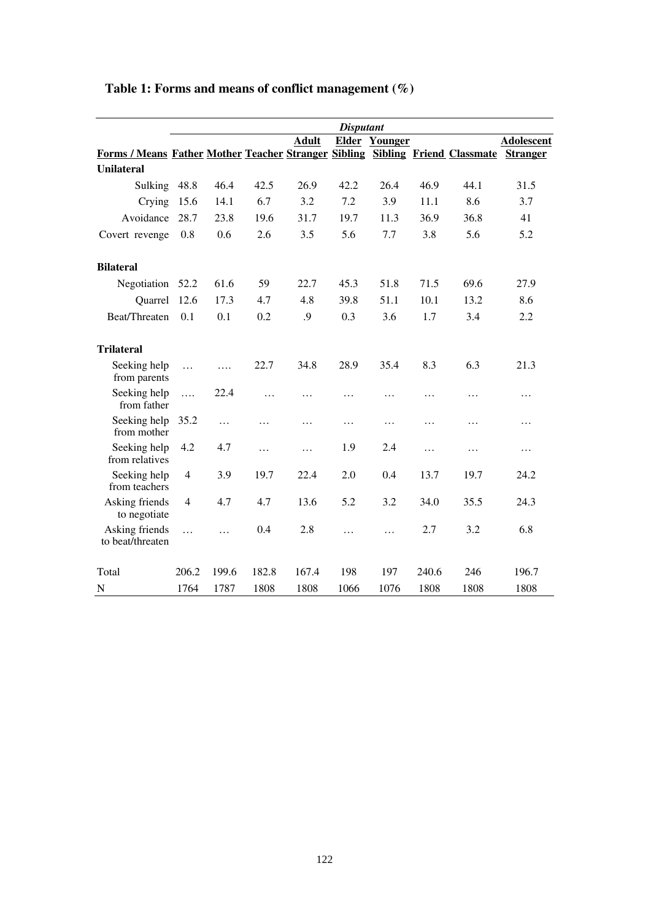**Table 1: Forms and means of conflict management (%)**

| | *Disputant* | | | | | | | | |
|---|---|---|---|---|---|---|---|---|---|
| **Forms / Means** | **Father** | **Mother** | **Teacher** | **Adult Stranger** | **Elder Sibling** | **Younger Sibling** | **Friend** | **Classmate** | **Adolescent Stranger** |
| **Unilateral** | | | | | | | | | |
| Sulking | 48.8 | 46.4 | 42.5 | 26.9 | 42.2 | 26.4 | 46.9 | 44.1 | 31.5 |
| Crying | 15.6 | 14.1 | 6.7 | 3.2 | 7.2 | 3.9 | 11.1 | 8.6 | 3.7 |
| Avoidance | 28.7 | 23.8 | 19.6 | 31.7 | 19.7 | 11.3 | 36.9 | 36.8 | 41 |
| Covert revenge | 0.8 | 0.6 | 2.6 | 3.5 | 5.6 | 7.7 | 3.8 | 5.6 | 5.2 |
| **Bilateral** | | | | | | | | | |
| Negotiation | 52.2 | 61.6 | 59 | 22.7 | 45.3 | 51.8 | 71.5 | 69.6 | 27.9 |
| Quarrel | 12.6 | 17.3 | 4.7 | 4.8 | 39.8 | 51.1 | 10.1 | 13.2 | 8.6 |
| Beat/Threaten | 0.1 | 0.1 | 0.2 | .9 | 0.3 | 3.6 | 1.7 | 3.4 | 2.2 |
| **Trilateral** | | | | | | | | | |
| Seeking help from parents | … | …. | 22.7 | 34.8 | 28.9 | 35.4 | 8.3 | 6.3 | 21.3 |
| Seeking help from father | …. | 22.4 | … | … | … | … | … | … | … |
| Seeking help from mother | 35.2 | … | … | … | … | … | … | … | … |
| Seeking help from relatives | 4.2 | 4.7 | … | … | 1.9 | 2.4 | … | … | … |
| Seeking help from teachers | 4 | 3.9 | 19.7 | 22.4 | 2.0 | 0.4 | 13.7 | 19.7 | 24.2 |
| Asking friends to negotiate | 4 | 4.7 | 4.7 | 13.6 | 5.2 | 3.2 | 34.0 | 35.5 | 24.3 |
| Asking friends to beat/threaten | … | … | 0.4 | 2.8 | … | … | 2.7 | 3.2 | 6.8 |
| Total | 206.2 | 199.6 | 182.8 | 167.4 | 198 | 197 | 240.6 | 246 | 196.7 |
| N | 1764 | 1787 | 1808 | 1808 | 1066 | 1076 | 1808 | 1808 | 1808 |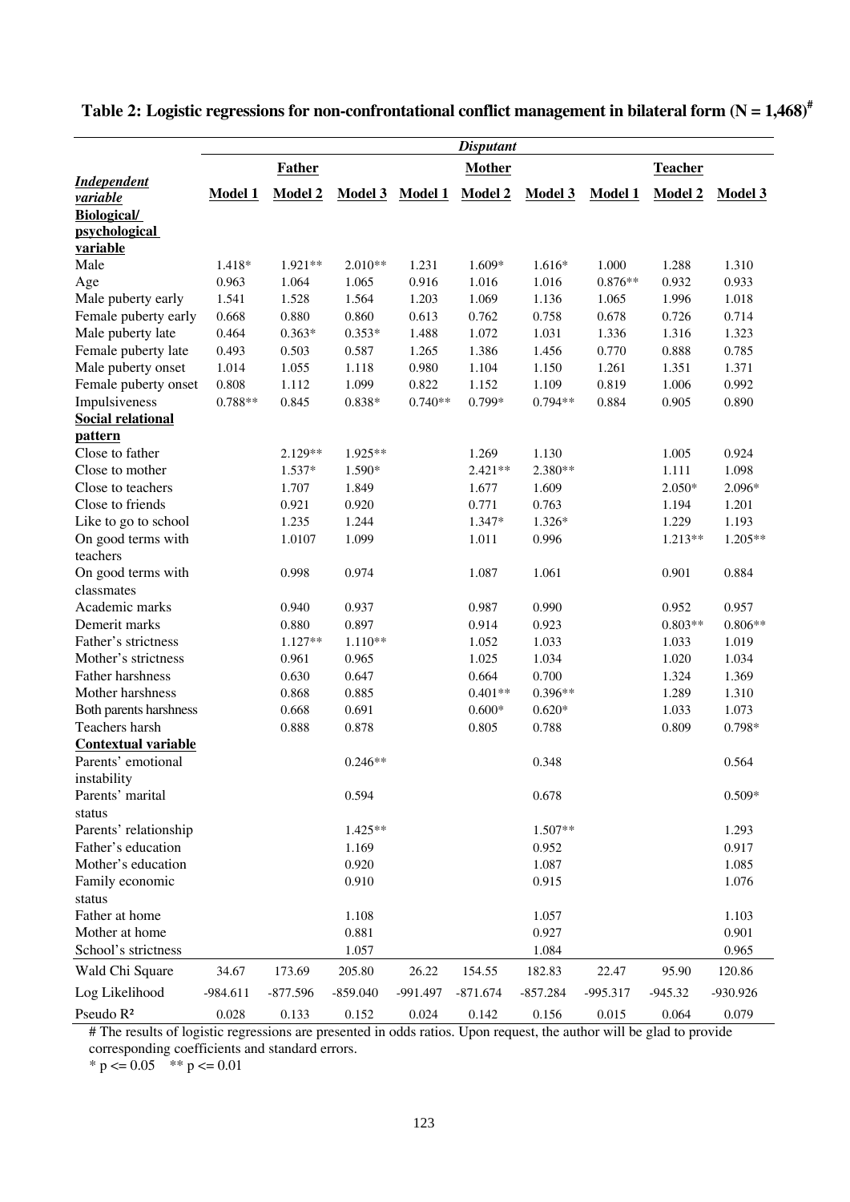**Table 2: Logistic regressions for non-confrontational conflict management in bilateral form (N = 1,468)[#]**

| | *Disputant* | | | | | | | | |
|---|---|---|---|---|---|---|---|---|---|
| | **Father** | | | **Mother** | | | **Teacher** | | |
| ***Independent variable*** | **Model 1** | **Model 2** | **Model 3** | **Model 1** | **Model 2** | **Model 3** | **Model 1** | **Model 2** | **Model 3** |
| **Biological/ psychological variable** | | | | | | | | | |
| Male | 1.418* | 1.921** | 2.010** | 1.231 | 1.609* | 1.616* | 1.000 | 1.288 | 1.310 |
| Age | 0.963 | 1.064 | 1.065 | 0.916 | 1.016 | 1.016 | 0.876** | 0.932 | 0.933 |
| Male puberty early | 1.541 | 1.528 | 1.564 | 1.203 | 1.069 | 1.136 | 1.065 | 1.996 | 1.018 |
| Female puberty early | 0.668 | 0.880 | 0.860 | 0.613 | 0.762 | 0.758 | 0.678 | 0.726 | 0.714 |
| Male puberty late | 0.464 | 0.363* | 0.353* | 1.488 | 1.072 | 1.031 | 1.336 | 1.316 | 1.323 |
| Female puberty late | 0.493 | 0.503 | 0.587 | 1.265 | 1.386 | 1.456 | 0.770 | 0.888 | 0.785 |
| Male puberty onset | 1.014 | 1.055 | 1.118 | 0.980 | 1.104 | 1.150 | 1.261 | 1.351 | 1.371 |
| Female puberty onset | 0.808 | 1.112 | 1.099 | 0.822 | 1.152 | 1.109 | 0.819 | 1.006 | 0.992 |
| Impulsiveness | 0.788** | 0.845 | 0.838* | 0.740** | 0.799* | 0.794** | 0.884 | 0.905 | 0.890 |
| **Social relational pattern** | | | | | | | | | |
| Close to father | | 2.129** | 1.925** | | 1.269 | 1.130 | | 1.005 | 0.924 |
| Close to mother | | 1.537* | 1.590* | | 2.421** | 2.380** | | 1.111 | 1.098 |
| Close to teachers | | 1.707 | 1.849 | | 1.677 | 1.609 | | 2.050* | 2.096* |
| Close to friends | | 0.921 | 0.920 | | 0.771 | 0.763 | | 1.194 | 1.201 |
| Like to go to school | | 1.235 | 1.244 | | 1.347* | 1.326* | | 1.229 | 1.193 |
| On good terms with teachers | | 1.0107 | 1.099 | | 1.011 | 0.996 | | 1.213** | 1.205** |
| On good terms with classmates | | 0.998 | 0.974 | | 1.087 | 1.061 | | 0.901 | 0.884 |
| Academic marks | | 0.940 | 0.937 | | 0.987 | 0.990 | | 0.952 | 0.957 |
| Demerit marks | | 0.880 | 0.897 | | 0.914 | 0.923 | | 0.803** | 0.806** |
| Father's strictness | | 1.127** | 1.110** | | 1.052 | 1.033 | | 1.033 | 1.019 |
| Mother's strictness | | 0.961 | 0.965 | | 1.025 | 1.034 | | 1.020 | 1.034 |
| Father harshness | | 0.630 | 0.647 | | 0.664 | 0.700 | | 1.324 | 1.369 |
| Mother harshness | | 0.868 | 0.885 | | 0.401** | 0.396** | | 1.289 | 1.310 |
| Both parents harshness | | 0.668 | 0.691 | | 0.600* | 0.620* | | 1.033 | 1.073 |
| Teachers harsh | | 0.888 | 0.878 | | 0.805 | 0.788 | | 0.809 | 0.798* |
| **Contextual variable** | | | | | | | | | |
| Parents' emotional instability | | | 0.246** | | | 0.348 | | | 0.564 |
| Parents' marital status | | | 0.594 | | | 0.678 | | | 0.509* |
| Parents' relationship | | | 1.425** | | | 1.507** | | | 1.293 |
| Father's education | | | 1.169 | | | 0.952 | | | 0.917 |
| Mother's education | | | 0.920 | | | 1.087 | | | 1.085 |
| Family economic status | | | 0.910 | | | 0.915 | | | 1.076 |
| Father at home | | | 1.108 | | | 1.057 | | | 1.103 |
| Mother at home | | | 0.881 | | | 0.927 | | | 0.901 |
| School's strictness | | | 1.057 | | | 1.084 | | | 0.965 |
| Wald Chi Square | 34.67 | 173.69 | 205.80 | 26.22 | 154.55 | 182.83 | 22.47 | 95.90 | 120.86 |
| Log Likelihood | -984.611 | -877.596 | -859.040 | -991.497 | -871.674 | -857.284 | -995.317 | -945.32 | -930.926 |
| Pseudo $R^2$ | 0.028 | 0.133 | 0.152 | 0.024 | 0.142 | 0.156 | 0.015 | 0.064 | 0.079 |

# The results of logistic regressions are presented in odds ratios. Upon request, the author will be glad to provide corresponding coefficients and standard errors.

* $p <= 0.05$ ** $p <= 0.01$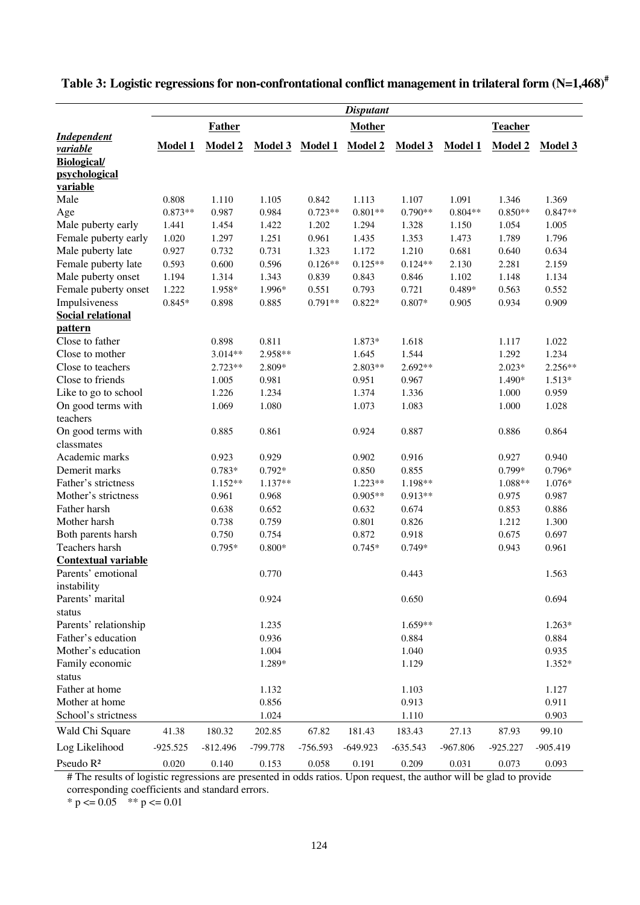**Table 3: Logistic regressions for non-confrontational conflict management in trilateral form (N=1,468)[#]**

| | *Disputant* | | | | | | | | |
|---|---|---|---|---|---|---|---|---|---|
| | **Father** | | | **Mother** | | | **Teacher** | | |
| ***Independent variable*** | **Model 1** | **Model 2** | **Model 3** | **Model 1** | **Model 2** | **Model 3** | **Model 1** | **Model 2** | **Model 3** |
| **Biological/ psychological variable** | | | | | | | | | |
| Male | 0.808 | 1.110 | 1.105 | 0.842 | 1.113 | 1.107 | 1.091 | 1.346 | 1.369 |
| Age | 0.873** | 0.987 | 0.984 | 0.723** | 0.801** | 0.790** | 0.804** | 0.850** | 0.847** |
| Male puberty early | 1.441 | 1.454 | 1.422 | 1.202 | 1.294 | 1.328 | 1.150 | 1.054 | 1.005 |
| Female puberty early | 1.020 | 1.297 | 1.251 | 0.961 | 1.435 | 1.353 | 1.473 | 1.789 | 1.796 |
| Male puberty late | 0.927 | 0.732 | 0.731 | 1.323 | 1.172 | 1.210 | 0.681 | 0.640 | 0.634 |
| Female puberty late | 0.593 | 0.600 | 0.596 | 0.126** | 0.125** | 0.124** | 2.130 | 2.281 | 2.159 |
| Male puberty onset | 1.194 | 1.314 | 1.343 | 0.839 | 0.843 | 0.846 | 1.102 | 1.148 | 1.134 |
| Female puberty onset | 1.222 | 1.958* | 1.996* | 0.551 | 0.793 | 0.721 | 0.489* | 0.563 | 0.552 |
| Impulsiveness | 0.845* | 0.898 | 0.885 | 0.791** | 0.822* | 0.807* | 0.905 | 0.934 | 0.909 |
| **Social relational pattern** | | | | | | | | | |
| Close to father | | 0.898 | 0.811 | | 1.873* | 1.618 | | 1.117 | 1.022 |
| Close to mother | | 3.014** | 2.958** | | 1.645 | 1.544 | | 1.292 | 1.234 |
| Close to teachers | | 2.723** | 2.809* | | 2.803** | 2.692** | | 2.023* | 2.256** |
| Close to friends | | 1.005 | 0.981 | | 0.951 | 0.967 | | 1.490* | 1.513* |
| Like to go to school | | 1.226 | 1.234 | | 1.374 | 1.336 | | 1.000 | 0.959 |
| On good terms with teachers | | 1.069 | 1.080 | | 1.073 | 1.083 | | 1.000 | 1.028 |
| On good terms with classmates | | 0.885 | 0.861 | | 0.924 | 0.887 | | 0.886 | 0.864 |
| Academic marks | | 0.923 | 0.929 | | 0.902 | 0.916 | | 0.927 | 0.940 |
| Demerit marks | | 0.783* | 0.792* | | 0.850 | 0.855 | | 0.799* | 0.796* |
| Father's strictness | | 1.152** | 1.137** | | 1.223** | 1.198** | | 1.088** | 1.076* |
| Mother's strictness | | 0.961 | 0.968 | | 0.905** | 0.913** | | 0.975 | 0.987 |
| Father harsh | | 0.638 | 0.652 | | 0.632 | 0.674 | | 0.853 | 0.886 |
| Mother harsh | | 0.738 | 0.759 | | 0.801 | 0.826 | | 1.212 | 1.300 |
| Both parents harsh | | 0.750 | 0.754 | | 0.872 | 0.918 | | 0.675 | 0.697 |
| Teachers harsh | | 0.795* | 0.800* | | 0.745* | 0.749* | | 0.943 | 0.961 |
| **Contextual variable** | | | | | | | | | |
| Parents' emotional instability | | | 0.770 | | | 0.443 | | | 1.563 |
| Parents' marital status | | | 0.924 | | | 0.650 | | | 0.694 |
| Parents' relationship | | | 1.235 | | | 1.659** | | | 1.263* |
| Father's education | | | 0.936 | | | 0.884 | | | 0.884 |
| Mother's education | | | 1.004 | | | 1.040 | | | 0.935 |
| Family economic status | | | 1.289* | | | 1.129 | | | 1.352* |
| Father at home | | | 1.132 | | | 1.103 | | | 1.127 |
| Mother at home | | | 0.856 | | | 0.913 | | | 0.911 |
| School's strictness | | | 1.024 | | | 1.110 | | | 0.903 |
| Wald Chi Square | 41.38 | 180.32 | 202.85 | 67.82 | 181.43 | 183.43 | 27.13 | 87.93 | 99.10 |
| Log Likelihood | -925.525 | -812.496 | -799.778 | -756.593 | -649.923 | -635.543 | -967.806 | -925.227 | -905.419 |
| Pseudo $R^2$ | 0.020 | 0.140 | 0.153 | 0.058 | 0.191 | 0.209 | 0.031 | 0.073 | 0.093 |

# The results of logistic regressions are presented in odds ratios. Upon request, the author will be glad to provide corresponding coefficients and standard errors.

\* $p <= 0.05$ \*\* $p <= 0.01$